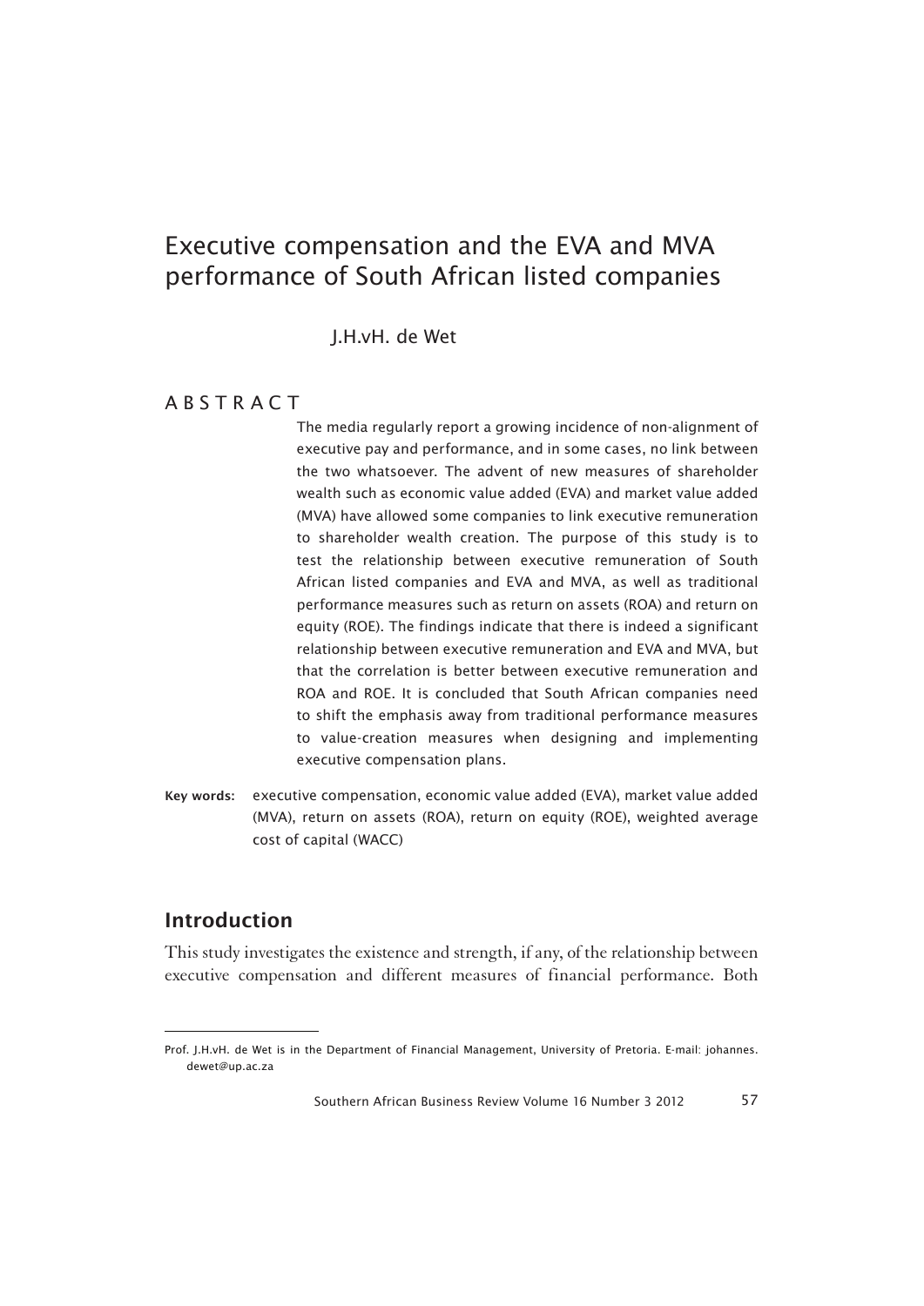# Executive compensation and the EVA and MVA performance of South African listed companies

J.H.vH. de Wet

## ABSTRACT

The media regularly report a growing incidence of non-alignment of executive pay and performance, and in some cases, no link between the two whatsoever. The advent of new measures of shareholder wealth such as economic value added (EVA) and market value added (MVA) have allowed some companies to link executive remuneration to shareholder wealth creation. The purpose of this study is to test the relationship between executive remuneration of South African listed companies and EVA and MVA, as well as traditional performance measures such as return on assets (ROA) and return on equity (ROE). The findings indicate that there is indeed a significant relationship between executive remuneration and EVA and MVA, but that the correlation is better between executive remuneration and ROA and ROE. It is concluded that South African companies need to shift the emphasis away from traditional performance measures to value-creation measures when designing and implementing executive compensation plans.

**Key words:** executive compensation, economic value added (EVA), market value added (MVA), return on assets (ROA), return on equity (ROE), weighted average cost of capital (WACC)

## Introduction

This study investigates the existence and strength, if any, of the relationship between executive compensation and different measures of financial performance. Both

---

Prof. J.H.vH. de Wet is in the Department of Financial Management, University of Pretoria. E-mail: johannes.dewet@up.ac.za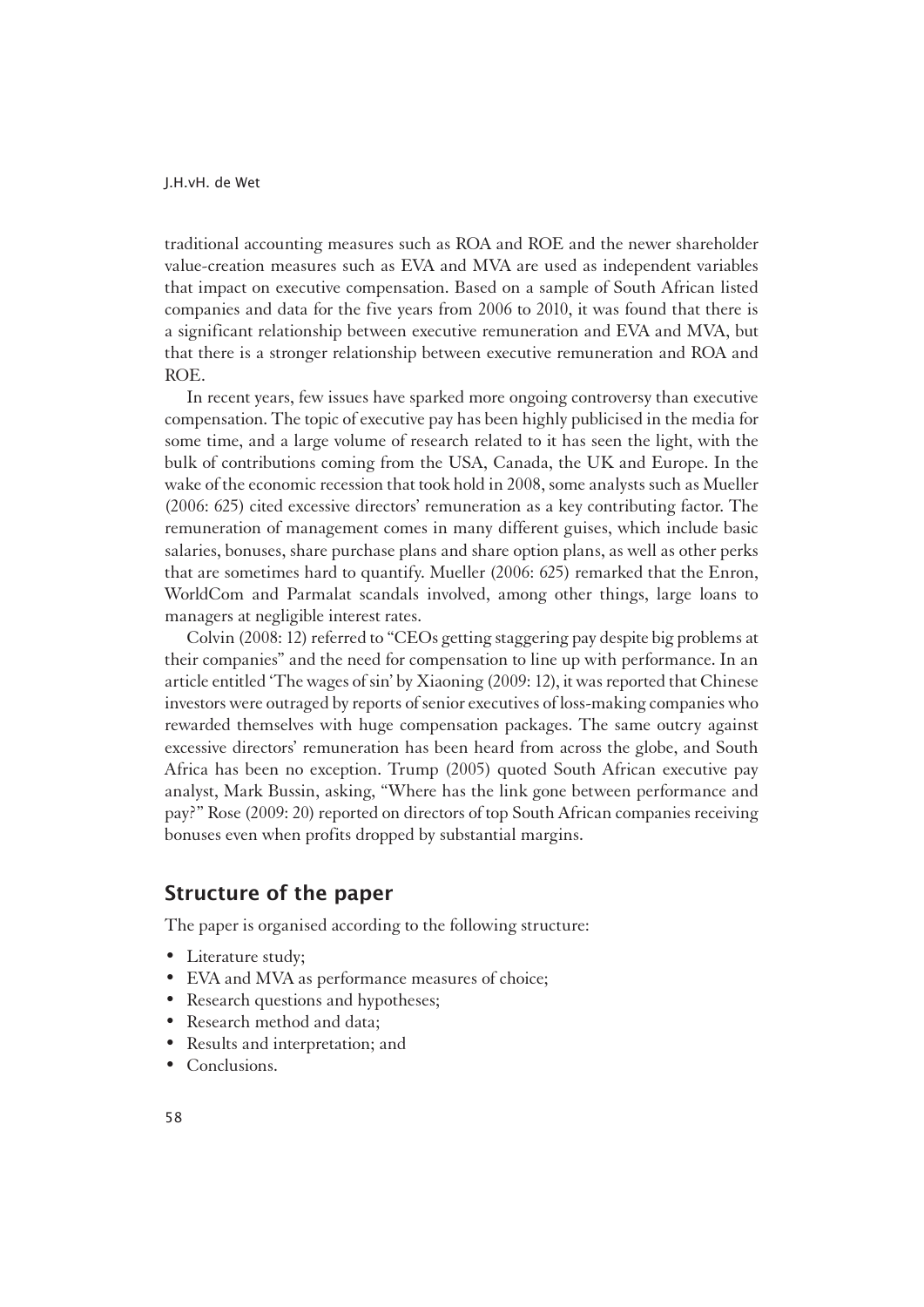traditional accounting measures such as ROA and ROE and the newer shareholder value-creation measures such as EVA and MVA are used as independent variables that impact on executive compensation. Based on a sample of South African listed companies and data for the five years from 2006 to 2010, it was found that there is a significant relationship between executive remuneration and EVA and MVA, but that there is a stronger relationship between executive remuneration and ROA and ROE.

In recent years, few issues have sparked more ongoing controversy than executive compensation. The topic of executive pay has been highly publicised in the media for some time, and a large volume of research related to it has seen the light, with the bulk of contributions coming from the USA, Canada, the UK and Europe. In the wake of the economic recession that took hold in 2008, some analysts such as Mueller (2006: 625) cited excessive directors' remuneration as a key contributing factor. The remuneration of management comes in many different guises, which include basic salaries, bonuses, share purchase plans and share option plans, as well as other perks that are sometimes hard to quantify. Mueller (2006: 625) remarked that the Enron, WorldCom and Parmalat scandals involved, among other things, large loans to managers at negligible interest rates.

Colvin (2008: 12) referred to "CEOs getting staggering pay despite big problems at their companies" and the need for compensation to line up with performance. In an article entitled 'The wages of sin' by Xiaoning (2009: 12), it was reported that Chinese investors were outraged by reports of senior executives of loss-making companies who rewarded themselves with huge compensation packages. The same outcry against excessive directors' remuneration has been heard from across the globe, and South Africa has been no exception. Trump (2005) quoted South African executive pay analyst, Mark Bussin, asking, "Where has the link gone between performance and pay?" Rose (2009: 20) reported on directors of top South African companies receiving bonuses even when profits dropped by substantial margins.

## Structure of the paper

The paper is organised according to the following structure:

- Literature study;
- EVA and MVA as performance measures of choice;
- Research questions and hypotheses;
- Research method and data;
- Results and interpretation; and
- Conclusions.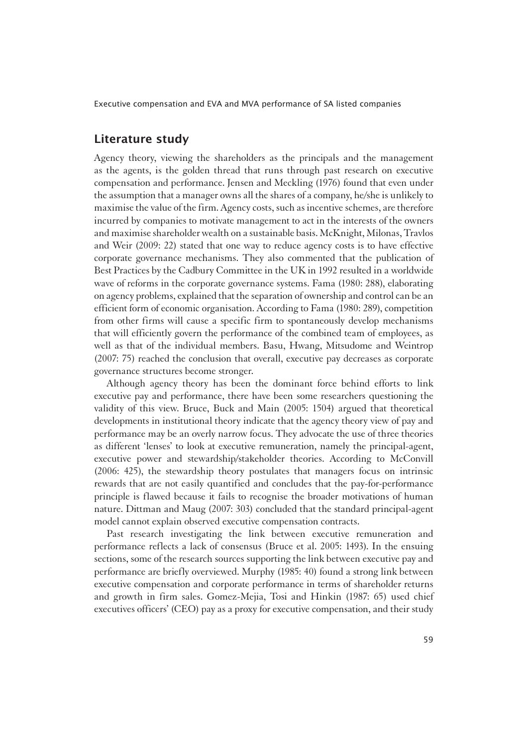## Literature study

Agency theory, viewing the shareholders as the principals and the management as the agents, is the golden thread that runs through past research on executive compensation and performance. Jensen and Meckling (1976) found that even under the assumption that a manager owns all the shares of a company, he/she is unlikely to maximise the value of the firm. Agency costs, such as incentive schemes, are therefore incurred by companies to motivate management to act in the interests of the owners and maximise shareholder wealth on a sustainable basis. McKnight, Milonas, Travlos and Weir (2009: 22) stated that one way to reduce agency costs is to have effective corporate governance mechanisms. They also commented that the publication of Best Practices by the Cadbury Committee in the UK in 1992 resulted in a worldwide wave of reforms in the corporate governance systems. Fama (1980: 288), elaborating on agency problems, explained that the separation of ownership and control can be an efficient form of economic organisation. According to Fama (1980: 289), competition from other firms will cause a specific firm to spontaneously develop mechanisms that will efficiently govern the performance of the combined team of employees, as well as that of the individual members. Basu, Hwang, Mitsudome and Weintrop (2007: 75) reached the conclusion that overall, executive pay decreases as corporate governance structures become stronger.

Although agency theory has been the dominant force behind efforts to link executive pay and performance, there have been some researchers questioning the validity of this view. Bruce, Buck and Main (2005: 1504) argued that theoretical developments in institutional theory indicate that the agency theory view of pay and performance may be an overly narrow focus. They advocate the use of three theories as different 'lenses' to look at executive remuneration, namely the principal-agent, executive power and stewardship/stakeholder theories. According to McConvill (2006: 425), the stewardship theory postulates that managers focus on intrinsic rewards that are not easily quantified and concludes that the pay-for-performance principle is flawed because it fails to recognise the broader motivations of human nature. Dittman and Maug (2007: 303) concluded that the standard principal-agent model cannot explain observed executive compensation contracts.

Past research investigating the link between executive remuneration and performance reflects a lack of consensus (Bruce et al. 2005: 1493). In the ensuing sections, some of the research sources supporting the link between executive pay and performance are briefly overviewed. Murphy (1985: 40) found a strong link between executive compensation and corporate performance in terms of shareholder returns and growth in firm sales. Gomez-Mejia, Tosi and Hinkin (1987: 65) used chief executives officers' (CEO) pay as a proxy for executive compensation, and their study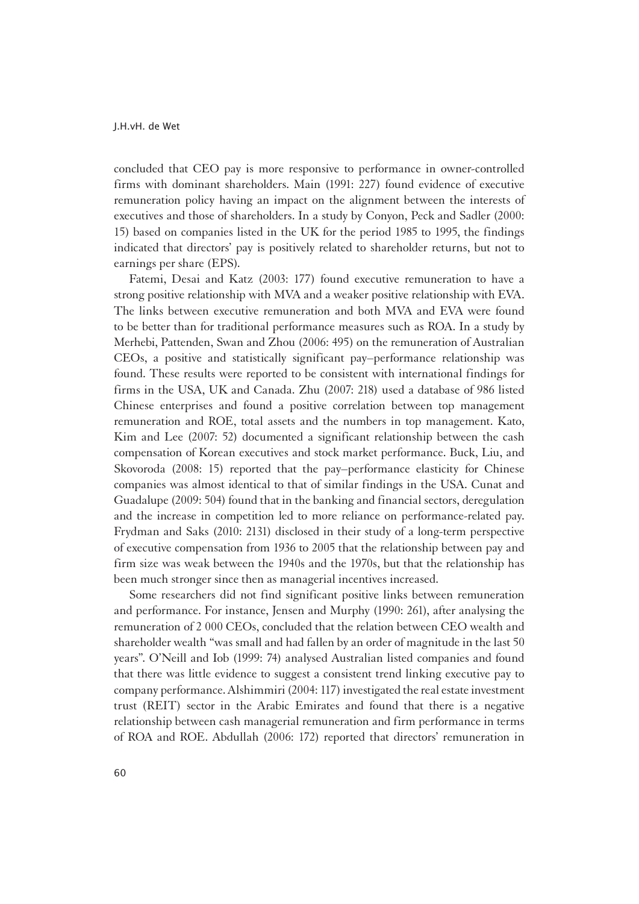concluded that CEO pay is more responsive to performance in owner-controlled firms with dominant shareholders. Main (1991: 227) found evidence of executive remuneration policy having an impact on the alignment between the interests of executives and those of shareholders. In a study by Conyon, Peck and Sadler (2000: 15) based on companies listed in the UK for the period 1985 to 1995, the findings indicated that directors' pay is positively related to shareholder returns, but not to earnings per share (EPS).

Fatemi, Desai and Katz (2003: 177) found executive remuneration to have a strong positive relationship with MVA and a weaker positive relationship with EVA. The links between executive remuneration and both MVA and EVA were found to be better than for traditional performance measures such as ROA. In a study by Merhebi, Pattenden, Swan and Zhou (2006: 495) on the remuneration of Australian CEOs, a positive and statistically significant pay–performance relationship was found. These results were reported to be consistent with international findings for firms in the USA, UK and Canada. Zhu (2007: 218) used a database of 986 listed Chinese enterprises and found a positive correlation between top management remuneration and ROE, total assets and the numbers in top management. Kato, Kim and Lee (2007: 52) documented a significant relationship between the cash compensation of Korean executives and stock market performance. Buck, Liu, and Skovoroda (2008: 15) reported that the pay–performance elasticity for Chinese companies was almost identical to that of similar findings in the USA. Cunat and Guadalupe (2009: 504) found that in the banking and financial sectors, deregulation and the increase in competition led to more reliance on performance-related pay. Frydman and Saks (2010: 2131) disclosed in their study of a long-term perspective of executive compensation from 1936 to 2005 that the relationship between pay and firm size was weak between the 1940s and the 1970s, but that the relationship has been much stronger since then as managerial incentives increased.

Some researchers did not find significant positive links between remuneration and performance. For instance, Jensen and Murphy (1990: 261), after analysing the remuneration of 2 000 CEOs, concluded that the relation between CEO wealth and shareholder wealth "was small and had fallen by an order of magnitude in the last 50 years". O'Neill and Iob (1999: 74) analysed Australian listed companies and found that there was little evidence to suggest a consistent trend linking executive pay to company performance. Alshimmiri (2004: 117) investigated the real estate investment trust (REIT) sector in the Arabic Emirates and found that there is a negative relationship between cash managerial remuneration and firm performance in terms of ROA and ROE. Abdullah (2006: 172) reported that directors' remuneration in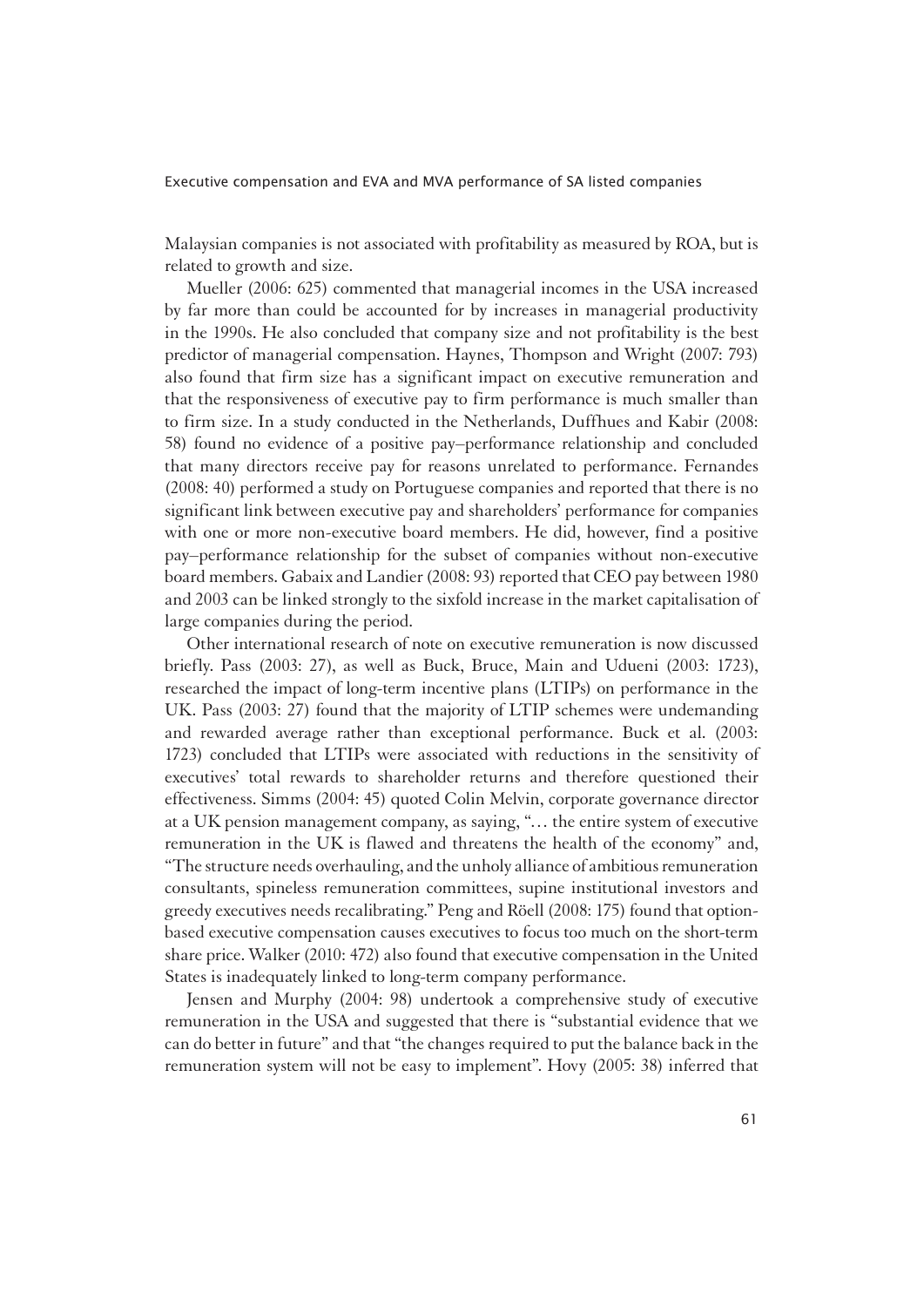Malaysian companies is not associated with profitability as measured by ROA, but is related to growth and size.

Mueller (2006: 625) commented that managerial incomes in the USA increased by far more than could be accounted for by increases in managerial productivity in the 1990s. He also concluded that company size and not profitability is the best predictor of managerial compensation. Haynes, Thompson and Wright (2007: 793) also found that firm size has a significant impact on executive remuneration and that the responsiveness of executive pay to firm performance is much smaller than to firm size. In a study conducted in the Netherlands, Duffhues and Kabir (2008: 58) found no evidence of a positive pay–performance relationship and concluded that many directors receive pay for reasons unrelated to performance. Fernandes (2008: 40) performed a study on Portuguese companies and reported that there is no significant link between executive pay and shareholders' performance for companies with one or more non-executive board members. He did, however, find a positive pay–performance relationship for the subset of companies without non-executive board members. Gabaix and Landier (2008: 93) reported that CEO pay between 1980 and 2003 can be linked strongly to the sixfold increase in the market capitalisation of large companies during the period.

Other international research of note on executive remuneration is now discussed briefly. Pass (2003: 27), as well as Buck, Bruce, Main and Udueni (2003: 1723), researched the impact of long-term incentive plans (LTIPs) on performance in the UK. Pass (2003: 27) found that the majority of LTIP schemes were undemanding and rewarded average rather than exceptional performance. Buck et al. (2003: 1723) concluded that LTIPs were associated with reductions in the sensitivity of executives' total rewards to shareholder returns and therefore questioned their effectiveness. Simms (2004: 45) quoted Colin Melvin, corporate governance director at a UK pension management company, as saying, "… the entire system of executive remuneration in the UK is flawed and threatens the health of the economy" and, "The structure needs overhauling, and the unholy alliance of ambitious remuneration consultants, spineless remuneration committees, supine institutional investors and greedy executives needs recalibrating." Peng and Röell (2008: 175) found that option-based executive compensation causes executives to focus too much on the short-term share price. Walker (2010: 472) also found that executive compensation in the United States is inadequately linked to long-term company performance.

Jensen and Murphy (2004: 98) undertook a comprehensive study of executive remuneration in the USA and suggested that there is "substantial evidence that we can do better in future" and that "the changes required to put the balance back in the remuneration system will not be easy to implement". Hovy (2005: 38) inferred that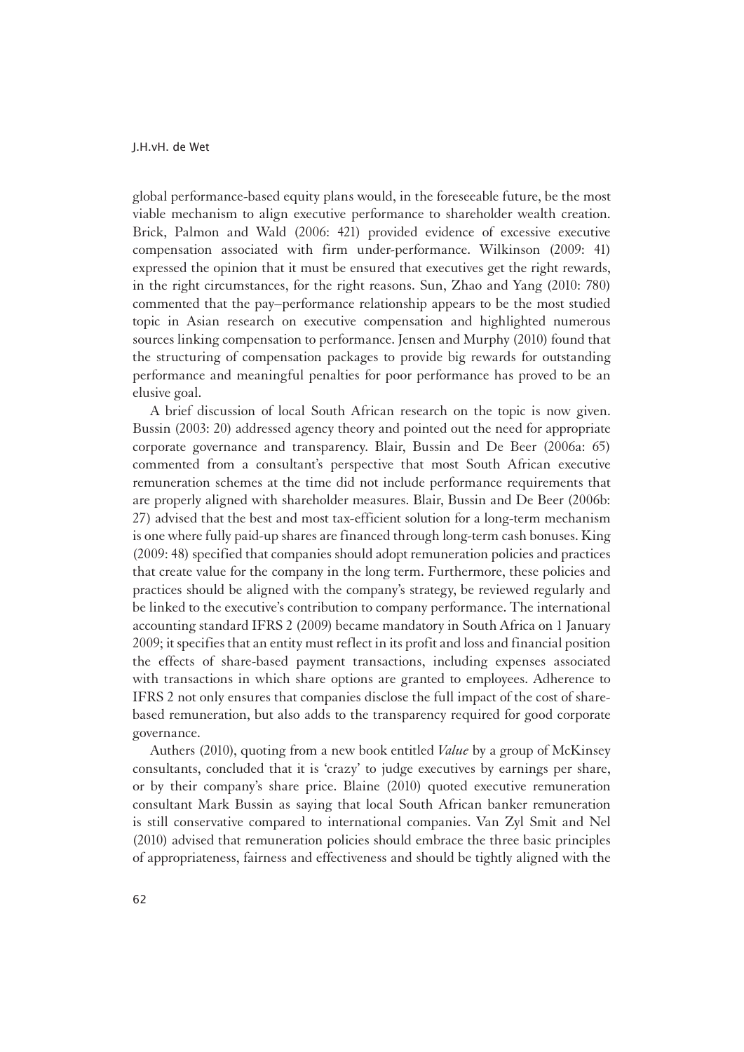global performance-based equity plans would, in the foreseeable future, be the most viable mechanism to align executive performance to shareholder wealth creation. Brick, Palmon and Wald (2006: 421) provided evidence of excessive executive compensation associated with firm under-performance. Wilkinson (2009: 41) expressed the opinion that it must be ensured that executives get the right rewards, in the right circumstances, for the right reasons. Sun, Zhao and Yang (2010: 780) commented that the pay–performance relationship appears to be the most studied topic in Asian research on executive compensation and highlighted numerous sources linking compensation to performance. Jensen and Murphy (2010) found that the structuring of compensation packages to provide big rewards for outstanding performance and meaningful penalties for poor performance has proved to be an elusive goal.

A brief discussion of local South African research on the topic is now given. Bussin (2003: 20) addressed agency theory and pointed out the need for appropriate corporate governance and transparency. Blair, Bussin and De Beer (2006a: 65) commented from a consultant's perspective that most South African executive remuneration schemes at the time did not include performance requirements that are properly aligned with shareholder measures. Blair, Bussin and De Beer (2006b: 27) advised that the best and most tax-efficient solution for a long-term mechanism is one where fully paid-up shares are financed through long-term cash bonuses. King (2009: 48) specified that companies should adopt remuneration policies and practices that create value for the company in the long term. Furthermore, these policies and practices should be aligned with the company's strategy, be reviewed regularly and be linked to the executive's contribution to company performance. The international accounting standard IFRS 2 (2009) became mandatory in South Africa on 1 January 2009; it specifies that an entity must reflect in its profit and loss and financial position the effects of share-based payment transactions, including expenses associated with transactions in which share options are granted to employees. Adherence to IFRS 2 not only ensures that companies disclose the full impact of the cost of share-based remuneration, but also adds to the transparency required for good corporate governance.

Authers (2010), quoting from a new book entitled *Value* by a group of McKinsey consultants, concluded that it is 'crazy' to judge executives by earnings per share, or by their company's share price. Blaine (2010) quoted executive remuneration consultant Mark Bussin as saying that local South African banker remuneration is still conservative compared to international companies. Van Zyl Smit and Nel (2010) advised that remuneration policies should embrace the three basic principles of appropriateness, fairness and effectiveness and should be tightly aligned with the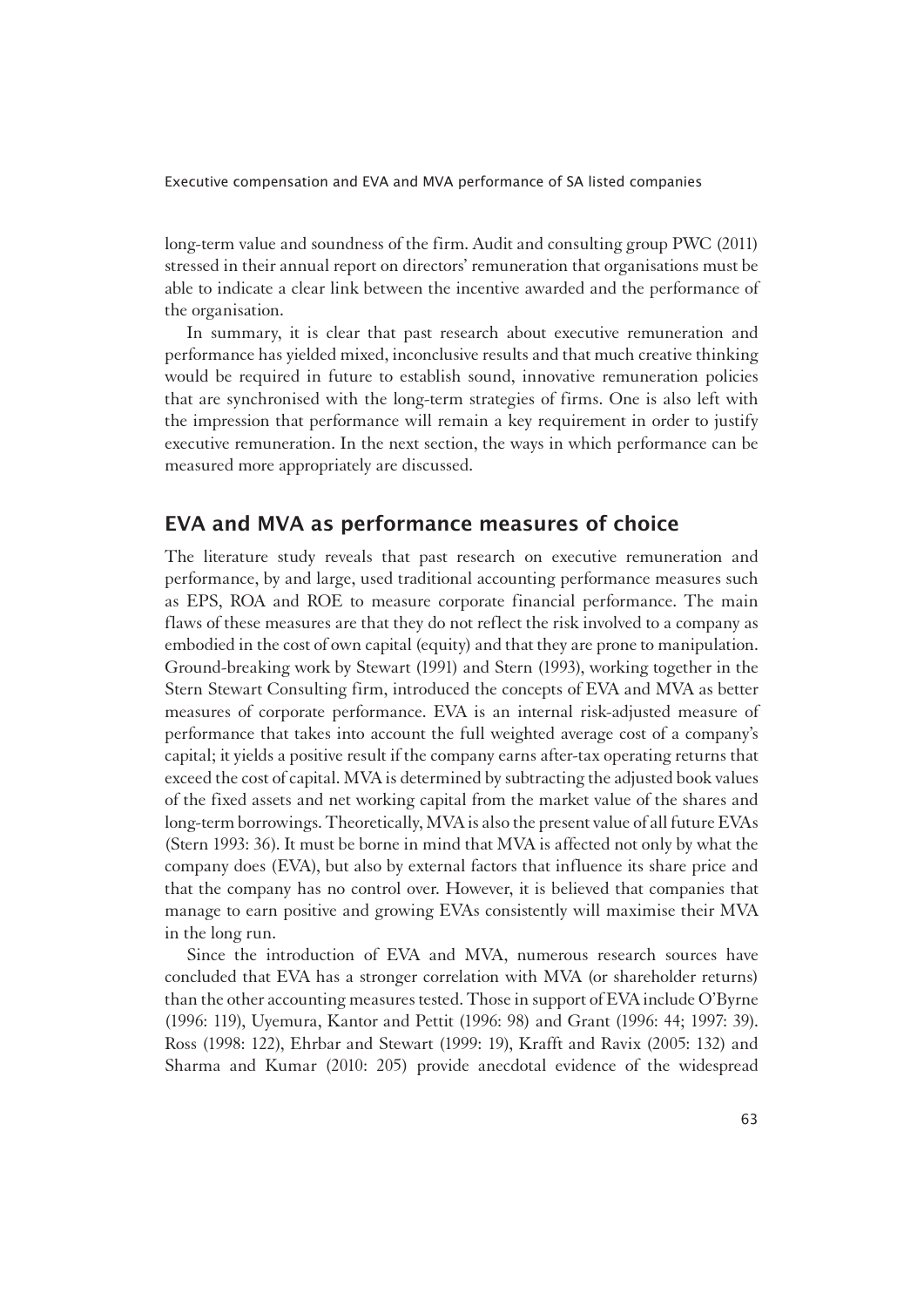long-term value and soundness of the firm. Audit and consulting group PWC (2011) stressed in their annual report on directors' remuneration that organisations must be able to indicate a clear link between the incentive awarded and the performance of the organisation.

In summary, it is clear that past research about executive remuneration and performance has yielded mixed, inconclusive results and that much creative thinking would be required in future to establish sound, innovative remuneration policies that are synchronised with the long-term strategies of firms. One is also left with the impression that performance will remain a key requirement in order to justify executive remuneration. In the next section, the ways in which performance can be measured more appropriately are discussed.

## EVA and MVA as performance measures of choice

The literature study reveals that past research on executive remuneration and performance, by and large, used traditional accounting performance measures such as EPS, ROA and ROE to measure corporate financial performance. The main flaws of these measures are that they do not reflect the risk involved to a company as embodied in the cost of own capital (equity) and that they are prone to manipulation. Ground-breaking work by Stewart (1991) and Stern (1993), working together in the Stern Stewart Consulting firm, introduced the concepts of EVA and MVA as better measures of corporate performance. EVA is an internal risk-adjusted measure of performance that takes into account the full weighted average cost of a company's capital; it yields a positive result if the company earns after-tax operating returns that exceed the cost of capital. MVA is determined by subtracting the adjusted book values of the fixed assets and net working capital from the market value of the shares and long-term borrowings. Theoretically, MVA is also the present value of all future EVAs (Stern 1993: 36). It must be borne in mind that MVA is affected not only by what the company does (EVA), but also by external factors that influence its share price and that the company has no control over. However, it is believed that companies that manage to earn positive and growing EVAs consistently will maximise their MVA in the long run.

Since the introduction of EVA and MVA, numerous research sources have concluded that EVA has a stronger correlation with MVA (or shareholder returns) than the other accounting measures tested. Those in support of EVA include O'Byrne (1996: 119), Uyemura, Kantor and Pettit (1996: 98) and Grant (1996: 44; 1997: 39). Ross (1998: 122), Ehrbar and Stewart (1999: 19), Krafft and Ravix (2005: 132) and Sharma and Kumar (2010: 205) provide anecdotal evidence of the widespread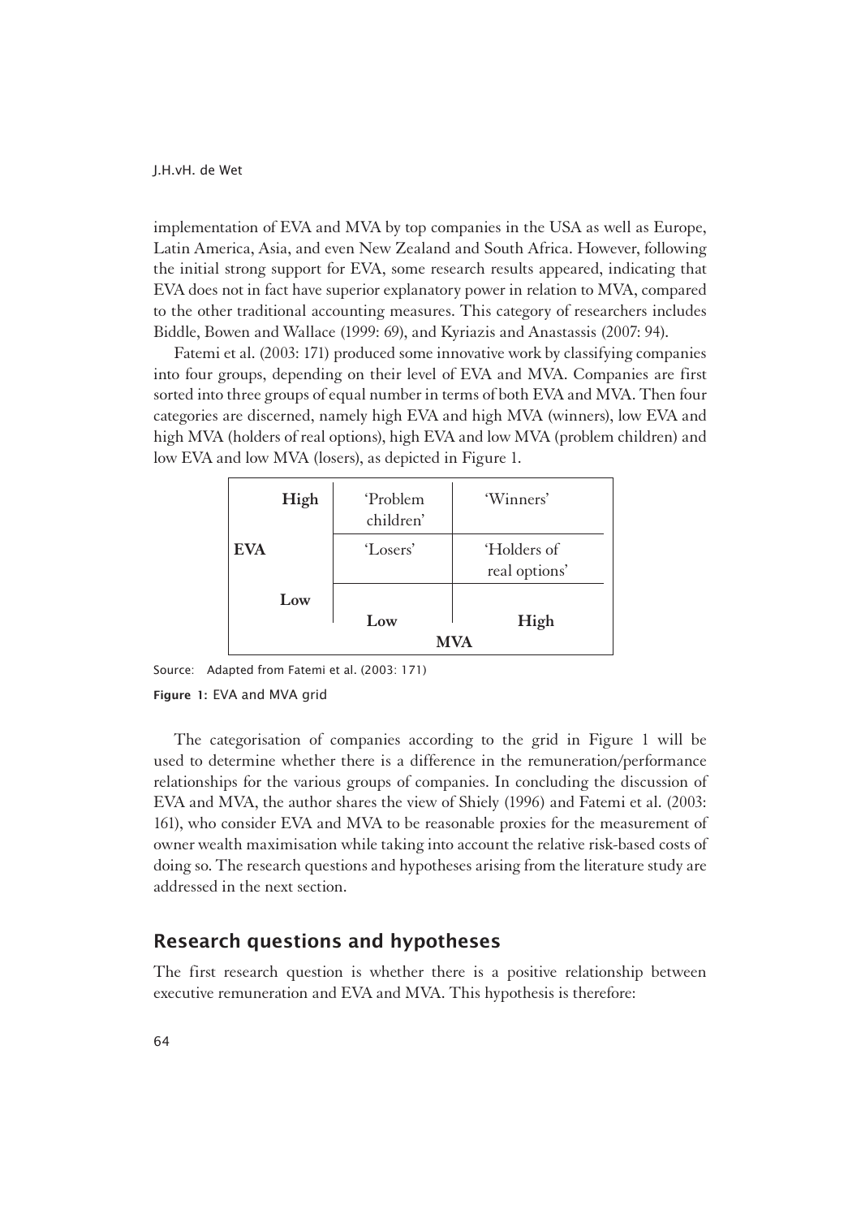implementation of EVA and MVA by top companies in the USA as well as Europe, Latin America, Asia, and even New Zealand and South Africa. However, following the initial strong support for EVA, some research results appeared, indicating that EVA does not in fact have superior explanatory power in relation to MVA, compared to the other traditional accounting measures. This category of researchers includes Biddle, Bowen and Wallace (1999: 69), and Kyriazis and Anastassis (2007: 94).

Fatemi et al. (2003: 171) produced some innovative work by classifying companies into four groups, depending on their level of EVA and MVA. Companies are first sorted into three groups of equal number in terms of both EVA and MVA. Then four categories are discerned, namely high EVA and high MVA (winners), low EVA and high MVA (holders of real options), high EVA and low MVA (problem children) and low EVA and low MVA (losers), as depicted in Figure 1.

| EVA | | MVA: Low | MVA: High |
|---|---|---|---|
| | **High** | 'Problem children' | 'Winners' |
| | **Low** | 'Losers' | 'Holders of real options' |

Source: Adapted from Fatemi et al. (2003: 171)

**Figure 1:** EVA and MVA grid

The categorisation of companies according to the grid in Figure 1 will be used to determine whether there is a difference in the remuneration/performance relationships for the various groups of companies. In concluding the discussion of EVA and MVA, the author shares the view of Shiely (1996) and Fatemi et al. (2003: 161), who consider EVA and MVA to be reasonable proxies for the measurement of owner wealth maximisation while taking into account the relative risk-based costs of doing so. The research questions and hypotheses arising from the literature study are addressed in the next section.

## Research questions and hypotheses

The first research question is whether there is a positive relationship between executive remuneration and EVA and MVA. This hypothesis is therefore: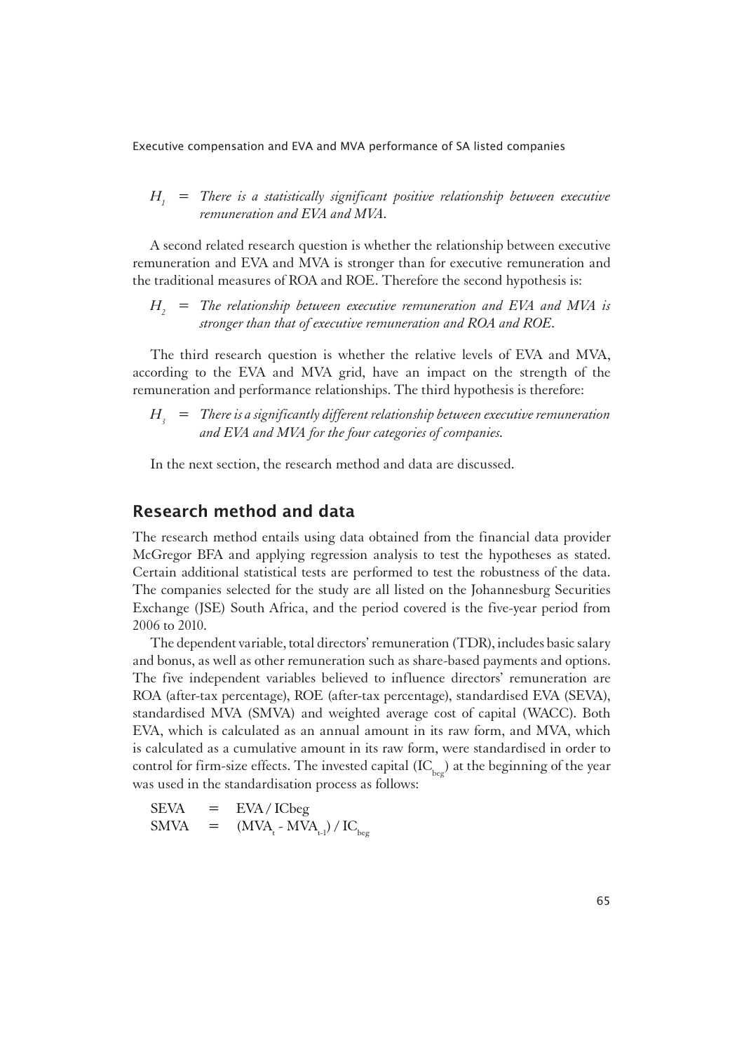$H_1$ = *There is a statistically significant positive relationship between executive remuneration and EVA and MVA.*

A second related research question is whether the relationship between executive remuneration and EVA and MVA is stronger than for executive remuneration and the traditional measures of ROA and ROE. Therefore the second hypothesis is:

$H_2$ = *The relationship between executive remuneration and EVA and MVA is stronger than that of executive remuneration and ROA and ROE.*

The third research question is whether the relative levels of EVA and MVA, according to the EVA and MVA grid, have an impact on the strength of the remuneration and performance relationships. The third hypothesis is therefore:

$H_3$ = *There is a significantly different relationship between executive remuneration and EVA and MVA for the four categories of companies.*

In the next section, the research method and data are discussed.

## Research method and data

The research method entails using data obtained from the financial data provider McGregor BFA and applying regression analysis to test the hypotheses as stated. Certain additional statistical tests are performed to test the robustness of the data. The companies selected for the study are all listed on the Johannesburg Securities Exchange (JSE) South Africa, and the period covered is the five-year period from 2006 to 2010.

The dependent variable, total directors' remuneration (TDR), includes basic salary and bonus, as well as other remuneration such as share-based payments and options. The five independent variables believed to influence directors' remuneration are ROA (after-tax percentage), ROE (after-tax percentage), standardised EVA (SEVA), standardised MVA (SMVA) and weighted average cost of capital (WACC). Both EVA, which is calculated as an annual amount in its raw form, and MVA, which is calculated as a cumulative amount in its raw form, were standardised in order to control for firm-size effects. The invested capital ($IC_{beg}$) at the beginning of the year was used in the standardisation process as follows:

$$SEVA = EVA / ICbeg$$

$$SMVA = (MVA_t - MVA_{t-1}) / IC_{beg}$$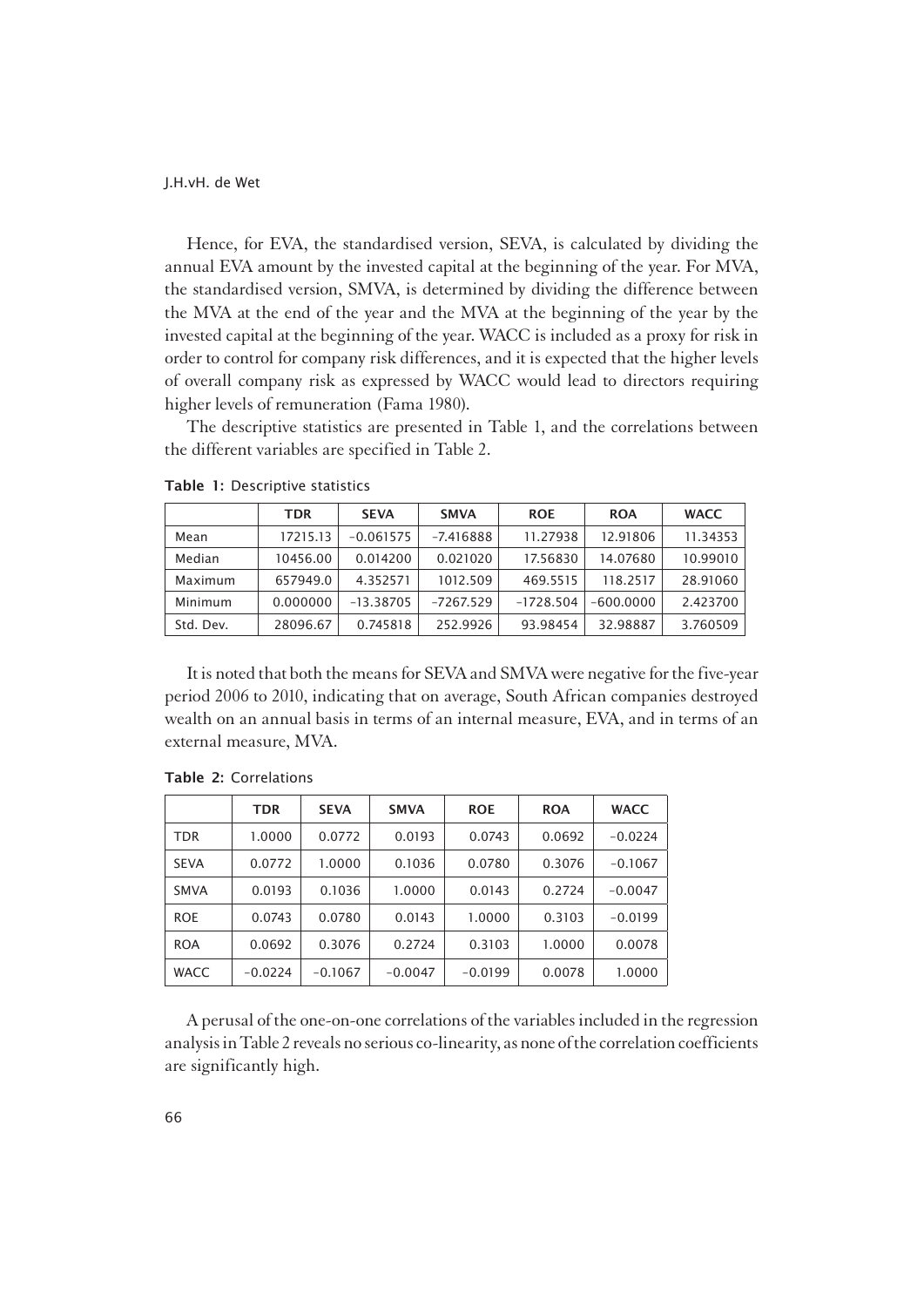Hence, for EVA, the standardised version, SEVA, is calculated by dividing the annual EVA amount by the invested capital at the beginning of the year. For MVA, the standardised version, SMVA, is determined by dividing the difference between the MVA at the end of the year and the MVA at the beginning of the year by the invested capital at the beginning of the year. WACC is included as a proxy for risk in order to control for company risk differences, and it is expected that the higher levels of overall company risk as expressed by WACC would lead to directors requiring higher levels of remuneration (Fama 1980).

The descriptive statistics are presented in Table 1, and the correlations between the different variables are specified in Table 2.

**Table 1:** Descriptive statistics

| | TDR | SEVA | SMVA | ROE | ROA | WACC |
|---|---|---|---|---|---|---|
| Mean | 17215.13 | −0.061575 | −7.416888 | 11.27938 | 12.91806 | 11.34353 |
| Median | 10456.00 | 0.014200 | 0.021020 | 17.56830 | 14.07680 | 10.99010 |
| Maximum | 657949.0 | 4.352571 | 1012.509 | 469.5515 | 118.2517 | 28.91060 |
| Minimum | 0.000000 | −13.38705 | −7267.529 | −1728.504 | −600.0000 | 2.423700 |
| Std. Dev. | 28096.67 | 0.745818 | 252.9926 | 93.98454 | 32.98887 | 3.760509 |

It is noted that both the means for SEVA and SMVA were negative for the five-year period 2006 to 2010, indicating that on average, South African companies destroyed wealth on an annual basis in terms of an internal measure, EVA, and in terms of an external measure, MVA.

**Table 2:** Correlations

| | TDR | SEVA | SMVA | ROE | ROA | WACC |
|---|---|---|---|---|---|---|
| TDR | 1.0000 | 0.0772 | 0.0193 | 0.0743 | 0.0692 | −0.0224 |
| SEVA | 0.0772 | 1.0000 | 0.1036 | 0.0780 | 0.3076 | −0.1067 |
| SMVA | 0.0193 | 0.1036 | 1.0000 | 0.0143 | 0.2724 | −0.0047 |
| ROE | 0.0743 | 0.0780 | 0.0143 | 1.0000 | 0.3103 | −0.0199 |
| ROA | 0.0692 | 0.3076 | 0.2724 | 0.3103 | 1.0000 | 0.0078 |
| WACC | −0.0224 | −0.1067 | −0.0047 | −0.0199 | 0.0078 | 1.0000 |

A perusal of the one-on-one correlations of the variables included in the regression analysis in Table 2 reveals no serious co-linearity, as none of the correlation coefficients are significantly high.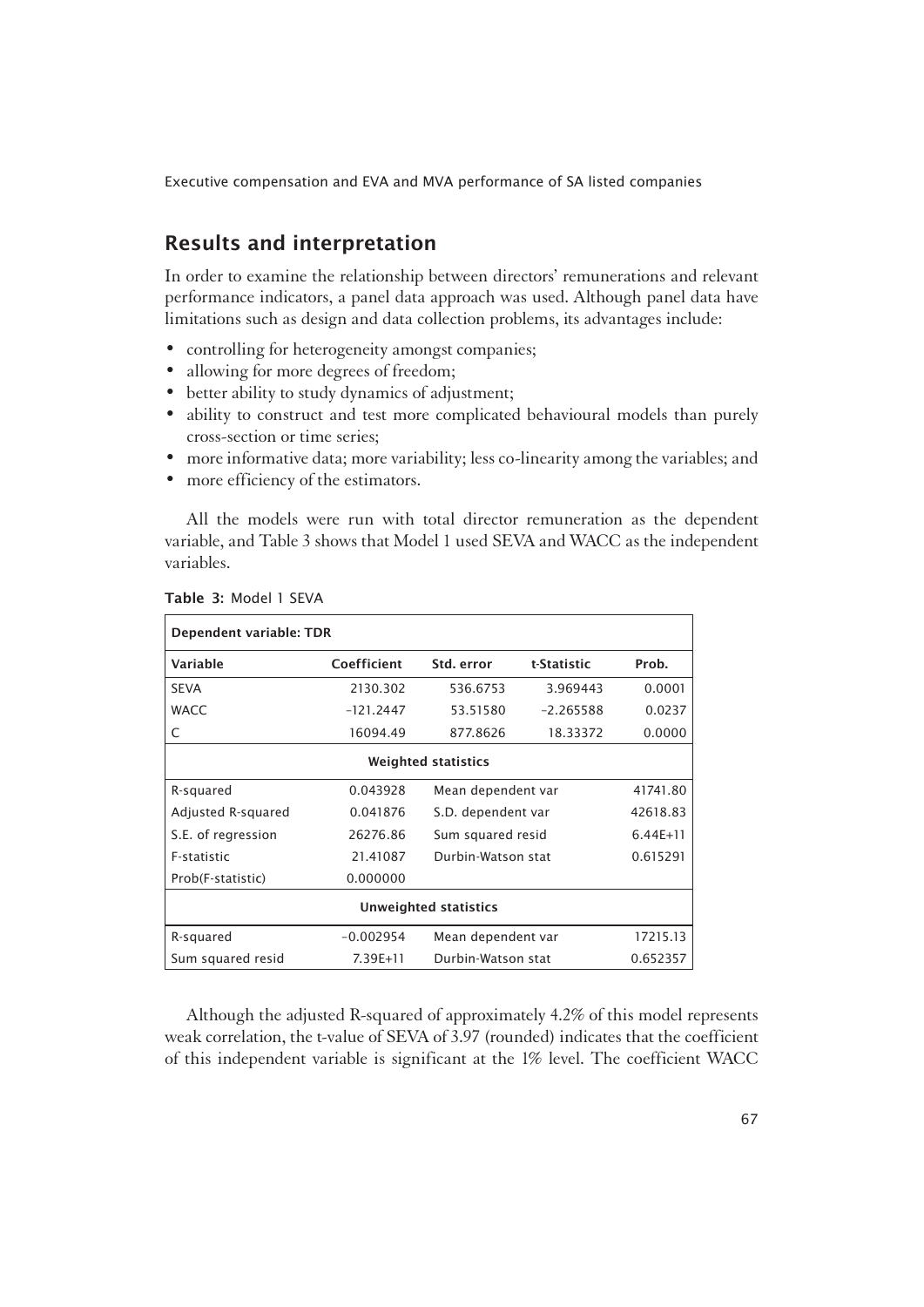## Results and interpretation

In order to examine the relationship between directors' remunerations and relevant performance indicators, a panel data approach was used. Although panel data have limitations such as design and data collection problems, its advantages include:

- controlling for heterogeneity amongst companies;
- allowing for more degrees of freedom;
- better ability to study dynamics of adjustment;
- ability to construct and test more complicated behavioural models than purely cross-section or time series;
- more informative data; more variability; less co-linearity among the variables; and
- more efficiency of the estimators.

All the models were run with total director remuneration as the dependent variable, and Table 3 shows that Model 1 used SEVA and WACC as the independent variables.

**Table 3:** Model 1 SEVA

| Dependent variable: TDR | | | | |
|---|---|---|---|---|
| **Variable** | **Coefficient** | **Std. error** | **t-Statistic** | **Prob.** |
| SEVA | 2130.302 | 536.6753 | 3.969443 | 0.0001 |
| WACC | –121.2447 | 53.51580 | –2.265588 | 0.0237 |
| C | 16094.49 | 877.8626 | 18.33372 | 0.0000 |
| **Weighted statistics** | | | | |
| R-squared | 0.043928 | Mean dependent var | | 41741.80 |
| Adjusted R-squared | 0.041876 | S.D. dependent var | | 42618.83 |
| S.E. of regression | 26276.86 | Sum squared resid | | 6.44E+11 |
| F-statistic | 21.41087 | Durbin-Watson stat | | 0.615291 |
| Prob(F-statistic) | 0.000000 | | | |
| **Unweighted statistics** | | | | |
| R-squared | –0.002954 | Mean dependent var | | 17215.13 |
| Sum squared resid | 7.39E+11 | Durbin-Watson stat | | 0.652357 |

Although the adjusted R-squared of approximately 4.2% of this model represents weak correlation, the t-value of SEVA of 3.97 (rounded) indicates that the coefficient of this independent variable is significant at the 1% level. The coefficient WACC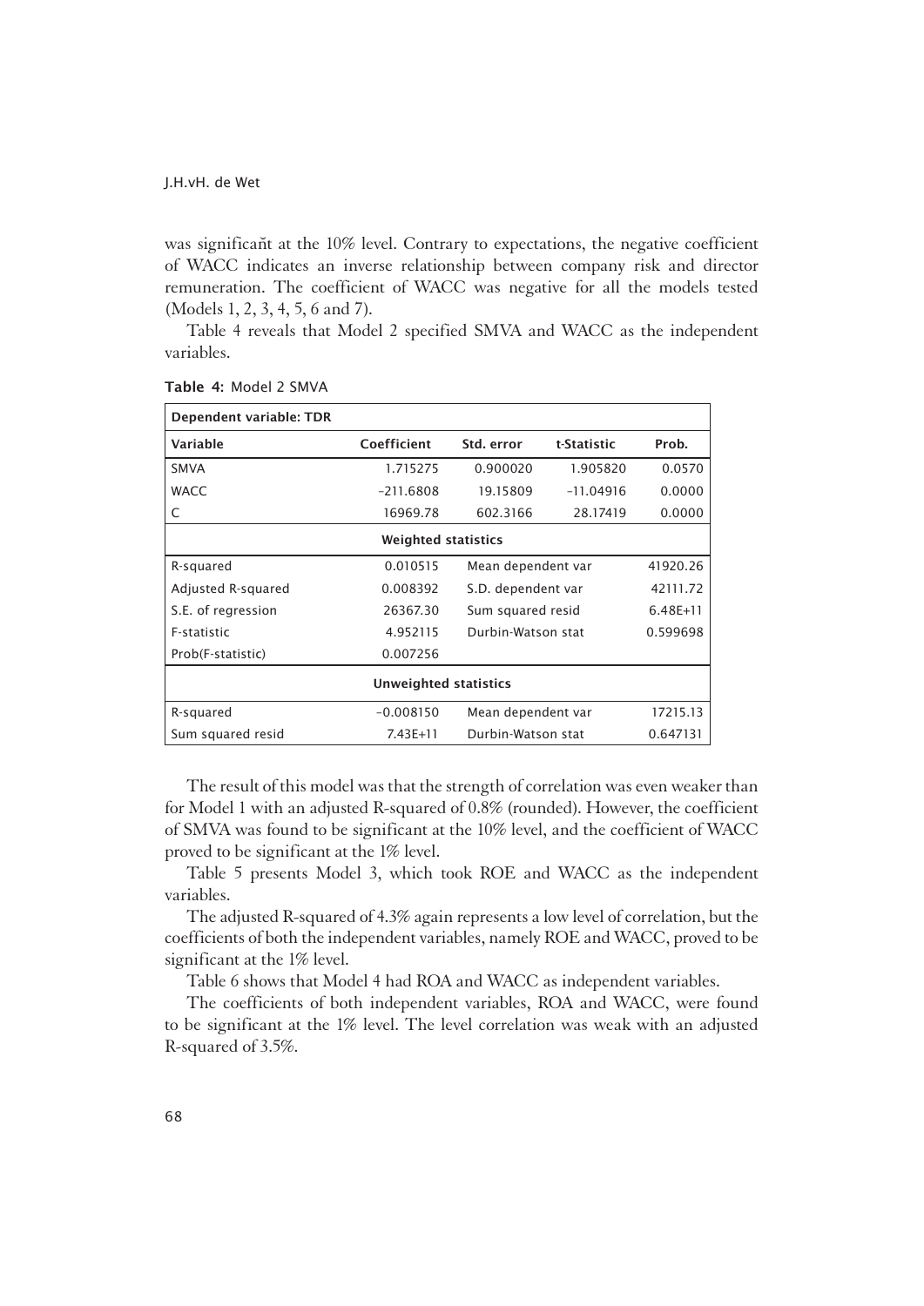was significant at the 10% level. Contrary to expectations, the negative coefficient of WACC indicates an inverse relationship between company risk and director remuneration. The coefficient of WACC was negative for all the models tested (Models 1, 2, 3, 4, 5, 6 and 7).

Table 4 reveals that Model 2 specified SMVA and WACC as the independent variables.

**Table 4:** Model 2 SMVA

| Dependent variable: TDR | | | | |
|---|---|---|---|---|
| **Variable** | **Coefficient** | **Std. error** | **t-Statistic** | **Prob.** |
| SMVA | 1.715275 | 0.900020 | 1.905820 | 0.0570 |
| WACC | −211.6808 | 19.15809 | −11.04916 | 0.0000 |
| C | 16969.78 | 602.3166 | 28.17419 | 0.0000 |
| **Weighted statistics** | | | | |
| R-squared | 0.010515 | Mean dependent var | | 41920.26 |
| Adjusted R-squared | 0.008392 | S.D. dependent var | | 42111.72 |
| S.E. of regression | 26367.30 | Sum squared resid | | 6.48E+11 |
| F-statistic | 4.952115 | Durbin-Watson stat | | 0.599698 |
| Prob(F-statistic) | 0.007256 | | | |
| **Unweighted statistics** | | | | |
| R-squared | −0.008150 | Mean dependent var | | 17215.13 |
| Sum squared resid | 7.43E+11 | Durbin-Watson stat | | 0.647131 |

The result of this model was that the strength of correlation was even weaker than for Model 1 with an adjusted R-squared of 0.8% (rounded). However, the coefficient of SMVA was found to be significant at the 10% level, and the coefficient of WACC proved to be significant at the 1% level.

Table 5 presents Model 3, which took ROE and WACC as the independent variables.

The adjusted R-squared of 4.3% again represents a low level of correlation, but the coefficients of both the independent variables, namely ROE and WACC, proved to be significant at the 1% level.

Table 6 shows that Model 4 had ROA and WACC as independent variables.

The coefficients of both independent variables, ROA and WACC, were found to be significant at the 1% level. The level correlation was weak with an adjusted R-squared of 3.5%.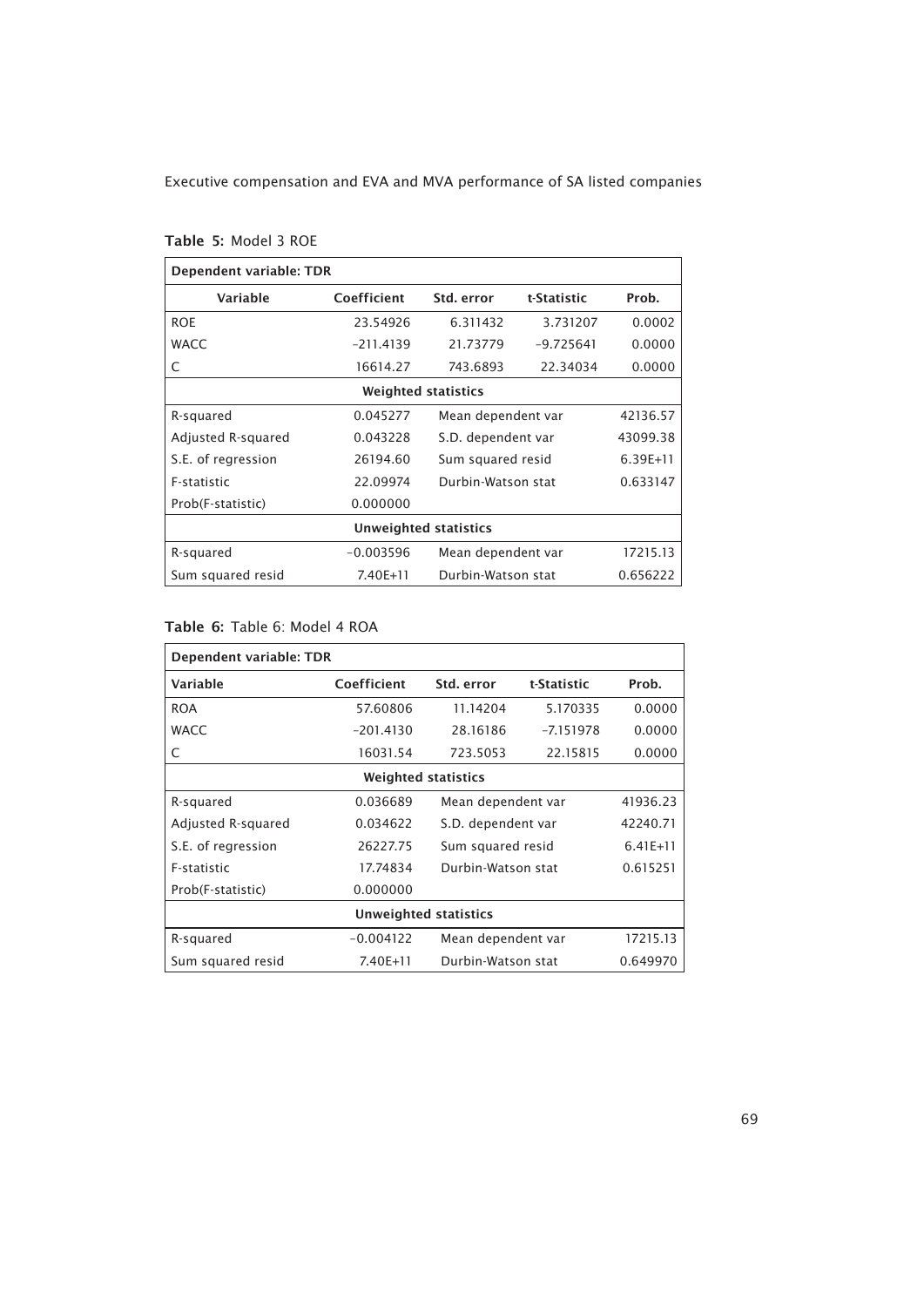**Table 5:** Model 3 ROE

| Dependent variable: TDR | | | | |
|---|---|---|---|---|
| Variable | Coefficient | Std. error | t-Statistic | Prob. |
| ROE | 23.54926 | 6.311432 | 3.731207 | 0.0002 |
| WACC | −211.4139 | 21.73779 | −9.725641 | 0.0000 |
| C | 16614.27 | 743.6893 | 22.34034 | 0.0000 |
| **Weighted statistics** | | | | |
| R-squared | 0.045277 | Mean dependent var | | 42136.57 |
| Adjusted R-squared | 0.043228 | S.D. dependent var | | 43099.38 |
| S.E. of regression | 26194.60 | Sum squared resid | | 6.39E+11 |
| F-statistic | 22.09974 | Durbin-Watson stat | | 0.633147 |
| Prob(F-statistic) | 0.000000 | | | |
| **Unweighted statistics** | | | | |
| R-squared | −0.003596 | Mean dependent var | | 17215.13 |
| Sum squared resid | 7.40E+11 | Durbin-Watson stat | | 0.656222 |

**Table 6:** Table 6: Model 4 ROA

| Dependent variable: TDR | | | | |
|---|---|---|---|---|
| Variable | Coefficient | Std. error | t-Statistic | Prob. |
| ROA | 57.60806 | 11.14204 | 5.170335 | 0.0000 |
| WACC | −201.4130 | 28.16186 | −7.151978 | 0.0000 |
| C | 16031.54 | 723.5053 | 22.15815 | 0.0000 |
| **Weighted statistics** | | | | |
| R-squared | 0.036689 | Mean dependent var | | 41936.23 |
| Adjusted R-squared | 0.034622 | S.D. dependent var | | 42240.71 |
| S.E. of regression | 26227.75 | Sum squared resid | | 6.41E+11 |
| F-statistic | 17.74834 | Durbin-Watson stat | | 0.615251 |
| Prob(F-statistic) | 0.000000 | | | |
| **Unweighted statistics** | | | | |
| R-squared | −0.004122 | Mean dependent var | | 17215.13 |
| Sum squared resid | 7.40E+11 | Durbin-Watson stat | | 0.649970 |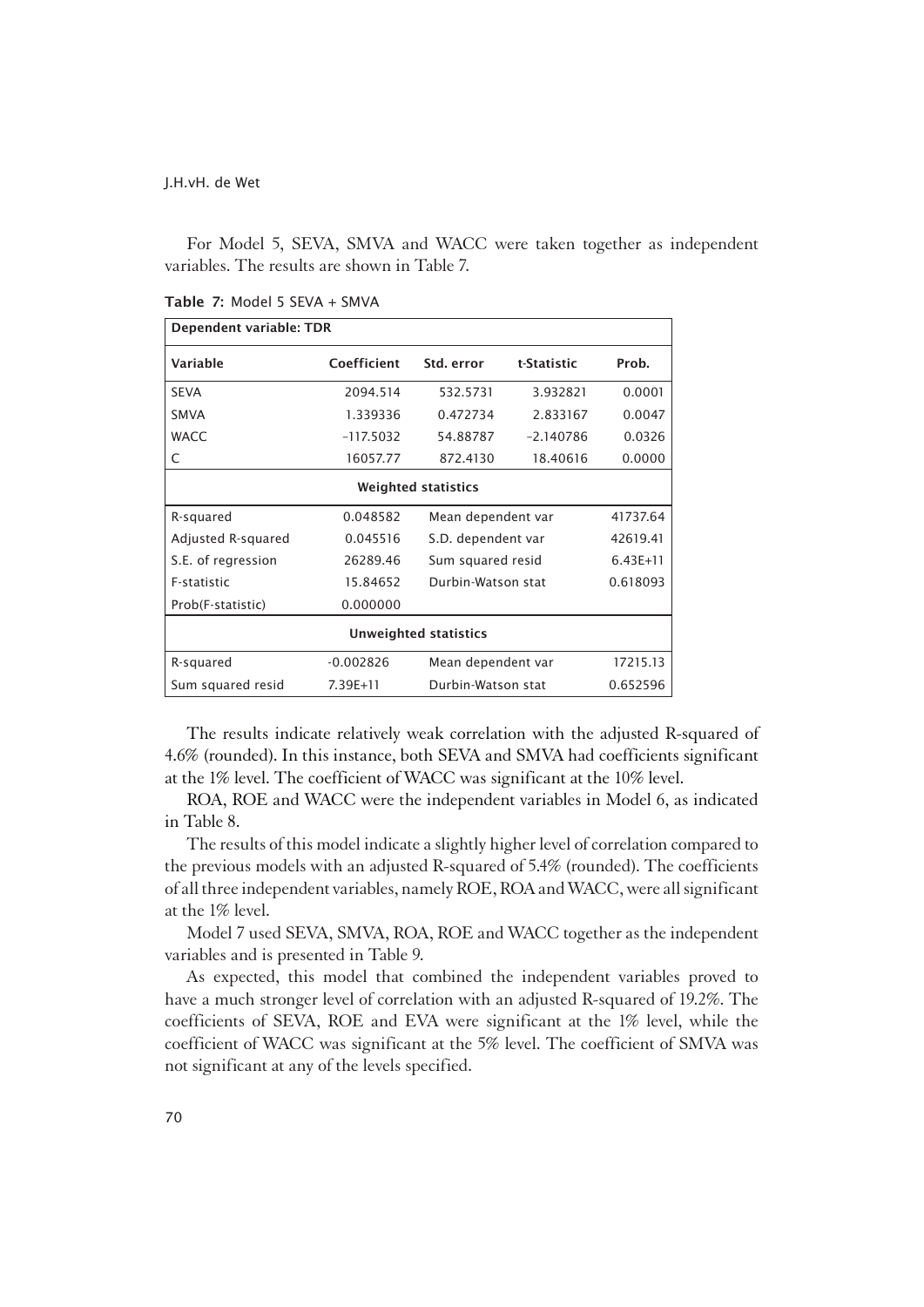For Model 5, SEVA, SMVA and WACC were taken together as independent variables. The results are shown in Table 7.

**Table 7:** Model 5 SEVA + SMVA

| Dependent variable: TDR | | | | |
|---|---|---|---|---|
| **Variable** | **Coefficient** | **Std. error** | **t-Statistic** | **Prob.** |
| SEVA | 2094.514 | 532.5731 | 3.932821 | 0.0001 |
| SMVA | 1.339336 | 0.472734 | 2.833167 | 0.0047 |
| WACC | –117.5032 | 54.88787 | –2.140786 | 0.0326 |
| C | 16057.77 | 872.4130 | 18.40616 | 0.0000 |
| **Weighted statistics** | | | | |
| R-squared | 0.048582 | Mean dependent var | | 41737.64 |
| Adjusted R-squared | 0.045516 | S.D. dependent var | | 42619.41 |
| S.E. of regression | 26289.46 | Sum squared resid | | 6.43E+11 |
| F-statistic | 15.84652 | Durbin-Watson stat | | 0.618093 |
| Prob(F-statistic) | 0.000000 | | | |
| **Unweighted statistics** | | | | |
| R-squared | -0.002826 | Mean dependent var | | 17215.13 |
| Sum squared resid | 7.39E+11 | Durbin-Watson stat | | 0.652596 |

The results indicate relatively weak correlation with the adjusted R-squared of 4.6% (rounded). In this instance, both SEVA and SMVA had coefficients significant at the 1% level. The coefficient of WACC was significant at the 10% level.

ROA, ROE and WACC were the independent variables in Model 6, as indicated in Table 8.

The results of this model indicate a slightly higher level of correlation compared to the previous models with an adjusted R-squared of 5.4% (rounded). The coefficients of all three independent variables, namely ROE, ROA and WACC, were all significant at the 1% level.

Model 7 used SEVA, SMVA, ROA, ROE and WACC together as the independent variables and is presented in Table 9.

As expected, this model that combined the independent variables proved to have a much stronger level of correlation with an adjusted R-squared of 19.2%. The coefficients of SEVA, ROE and EVA were significant at the 1% level, while the coefficient of WACC was significant at the 5% level. The coefficient of SMVA was not significant at any of the levels specified.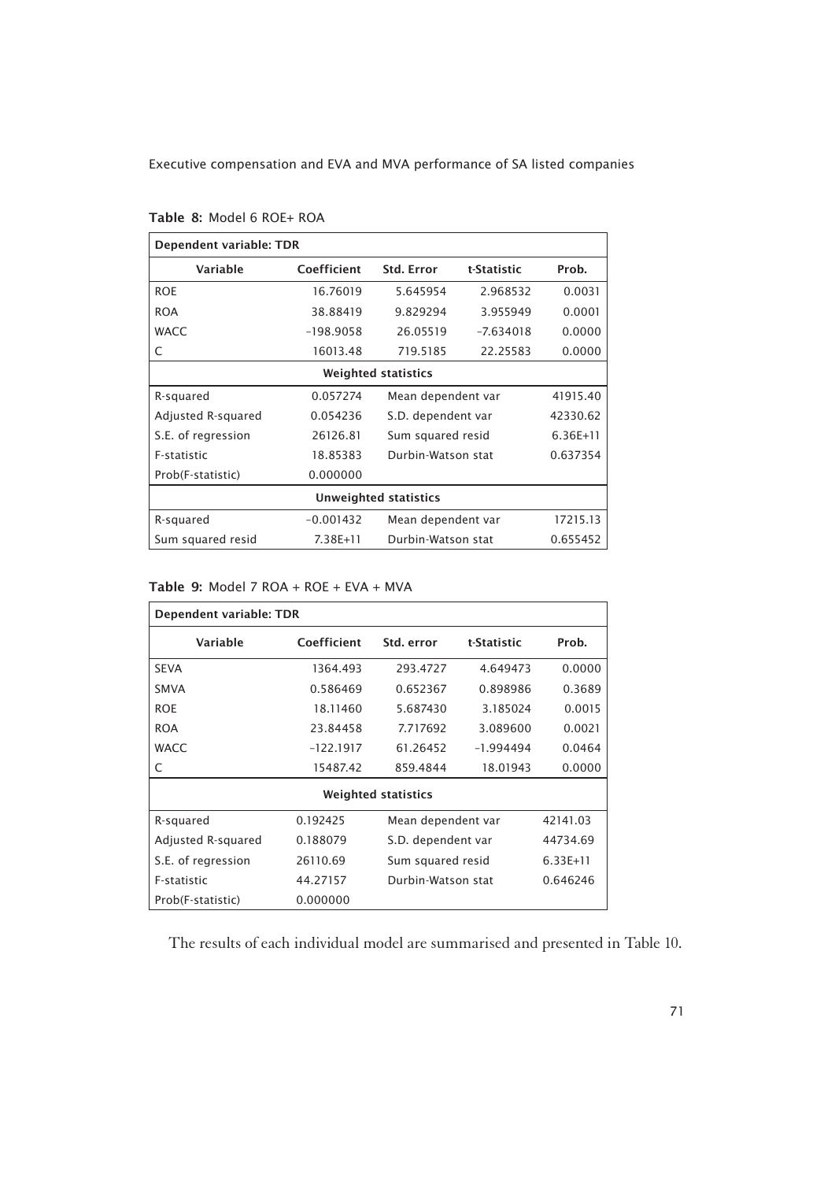**Table 8:** Model 6 ROE+ ROA

| Dependent variable: TDR | | | | |
|---|---|---|---|---|
| Variable | Coefficient | Std. Error | t-Statistic | Prob. |
| ROE | 16.76019 | 5.645954 | 2.968532 | 0.0031 |
| ROA | 38.88419 | 9.829294 | 3.955949 | 0.0001 |
| WACC | −198.9058 | 26.05519 | −7.634018 | 0.0000 |
| C | 16013.48 | 719.5185 | 22.25583 | 0.0000 |
| **Weighted statistics** | | | | |
| R-squared | 0.057274 | Mean dependent var | | 41915.40 |
| Adjusted R-squared | 0.054236 | S.D. dependent var | | 42330.62 |
| S.E. of regression | 26126.81 | Sum squared resid | | 6.36E+11 |
| F-statistic | 18.85383 | Durbin-Watson stat | | 0.637354 |
| Prob(F-statistic) | 0.000000 | | | |
| **Unweighted statistics** | | | | |
| R-squared | −0.001432 | Mean dependent var | | 17215.13 |
| Sum squared resid | 7.38E+11 | Durbin-Watson stat | | 0.655452 |

**Table 9:** Model 7 ROA + ROE + EVA + MVA

| Dependent variable: TDR | | | | |
|---|---|---|---|---|
| Variable | Coefficient | Std. error | t-Statistic | Prob. |
| SEVA | 1364.493 | 293.4727 | 4.649473 | 0.0000 |
| SMVA | 0.586469 | 0.652367 | 0.898986 | 0.3689 |
| ROE | 18.11460 | 5.687430 | 3.185024 | 0.0015 |
| ROA | 23.84458 | 7.717692 | 3.089600 | 0.0021 |
| WACC | −122.1917 | 61.26452 | −1.994494 | 0.0464 |
| C | 15487.42 | 859.4844 | 18.01943 | 0.0000 |
| **Weighted statistics** | | | | |
| R-squared | 0.192425 | Mean dependent var | | 42141.03 |
| Adjusted R-squared | 0.188079 | S.D. dependent var | | 44734.69 |
| S.E. of regression | 26110.69 | Sum squared resid | | 6.33E+11 |
| F-statistic | 44.27157 | Durbin-Watson stat | | 0.646246 |
| Prob(F-statistic) | 0.000000 | | | |

The results of each individual model are summarised and presented in Table 10.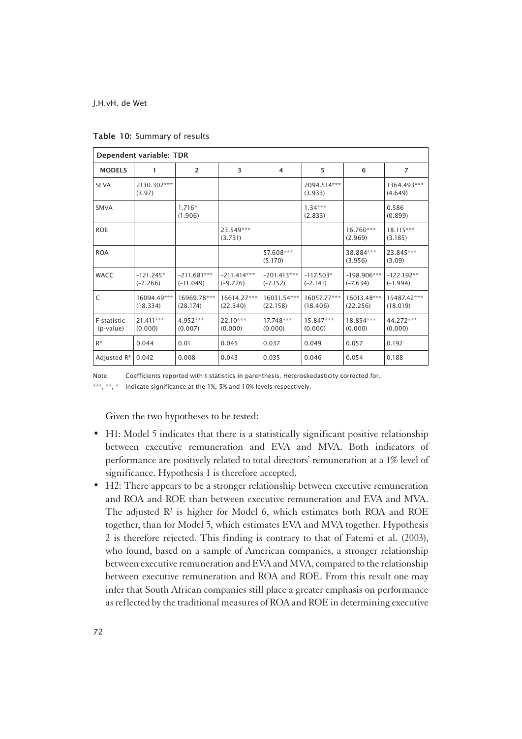**Table 10:** Summary of results

| Dependent variable: TDR | | | | | | | |
|---|---|---|---|---|---|---|---|
| **MODELS** | 1 | 2 | 3 | 4 | 5 | 6 | 7 |
| SEVA | 2130.302*** (3.97) | | | | 2094.514*** (3.933) | | 1364.493*** (4.649) |
| SMVA | | 1.716* (1.906) | | | 1.34*** (2.833) | | 0.586 (0.899) |
| ROE | | | 23.549*** (3.731) | | | 16.760*** (2.969) | 18.115*** (3.185) |
| ROA | | | | 57.608*** (5.170) | | 38.884*** (3.956) | 23.845*** (3.09) |
| WACC | –121.245* (–2.266) | –211.681*** (–11.049) | –211.414*** (–9.726) | –201.413*** (–7.152) | –117.503* (–2.141) | –198.906*** (–7.634) | –122.192** (–1.994) |
| C | 16094.49*** (18.334) | 16969.78*** (28.174) | 16614.27*** (22.340) | 16031.54*** (22.158) | 16057.77*** (18.406) | 16013.48*** (22.256) | 15487.42*** (18.019) |
| F-statistic (p-value) | 21.411*** (0.000) | 4.952*** (0.007) | 22.10*** (0.000) | 17.748*** (0.000) | 15.847*** (0.000) | 18.854*** (0.000) | 44.272*** (0.000) |
| $R^2$ | 0.044 | 0.01 | 0.045 | 0.037 | 0.049 | 0.057 | 0.192 |
| Adjusted $R^2$ | 0.042 | 0.008 | 0.043 | 0.035 | 0.046 | 0.054 | 0.188 |

Note: Coefficients reported with t-statistics in parenthesis. Heteroskedasticity corrected for.

***, **, * indicate significance at the 1%, 5% and 10% levels respectively.

Given the two hypotheses to be tested:

- H1: Model 5 indicates that there is a statistically significant positive relationship between executive remuneration and EVA and MVA. Both indicators of performance are positively related to total directors' remuneration at a 1% level of significance. Hypothesis 1 is therefore accepted.
- H2: There appears to be a stronger relationship between executive remuneration and ROA and ROE than between executive remuneration and EVA and MVA. The adjusted $R^2$ is higher for Model 6, which estimates both ROA and ROE together, than for Model 5, which estimates EVA and MVA together. Hypothesis 2 is therefore rejected. This finding is contrary to that of Fatemi et al. (2003), who found, based on a sample of American companies, a stronger relationship between executive remuneration and EVA and MVA, compared to the relationship between executive remuneration and ROA and ROE. From this result one may infer that South African companies still place a greater emphasis on performance as reflected by the traditional measures of ROA and ROE in determining executive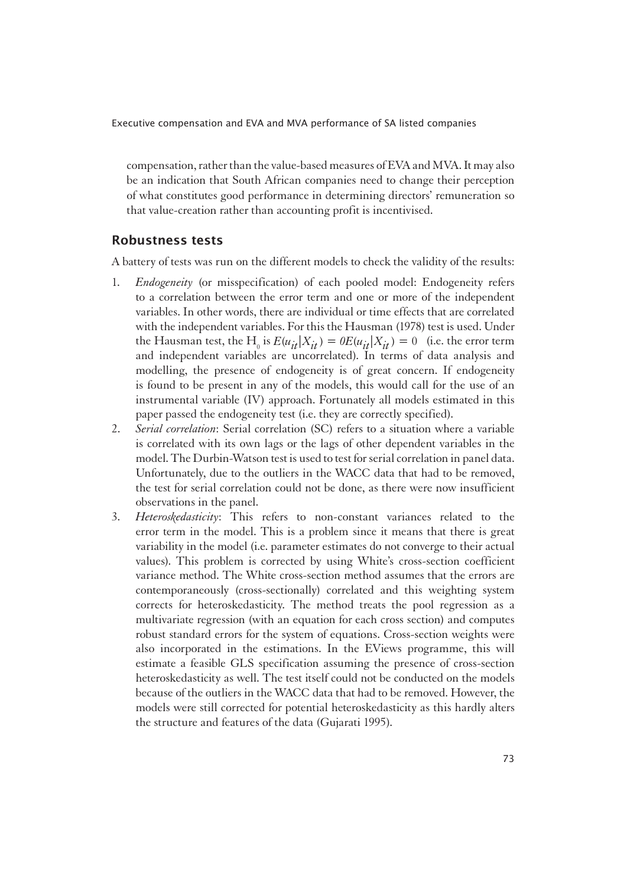compensation, rather than the value-based measures of EVA and MVA. It may also be an indication that South African companies need to change their perception of what constitutes good performance in determining directors' remuneration so that value-creation rather than accounting profit is incentivised.

## Robustness tests

A battery of tests was run on the different models to check the validity of the results:

1. *Endogeneity* (or misspecification) of each pooled model: Endogeneity refers to a correlation between the error term and one or more of the independent variables. In other words, there are individual or time effects that are correlated with the independent variables. For this the Hausman (1978) test is used. Under the Hausman test, the $H_0$ is $E(u_{it}|X_{it}) = 0E(u_{it}|X_{it}) = 0$ (i.e. the error term and independent variables are uncorrelated). In terms of data analysis and modelling, the presence of endogeneity is of great concern. If endogeneity is found to be present in any of the models, this would call for the use of an instrumental variable (IV) approach. Fortunately all models estimated in this paper passed the endogeneity test (i.e. they are correctly specified).
2. *Serial correlation*: Serial correlation (SC) refers to a situation where a variable is correlated with its own lags or the lags of other dependent variables in the model. The Durbin-Watson test is used to test for serial correlation in panel data. Unfortunately, due to the outliers in the WACC data that had to be removed, the test for serial correlation could not be done, as there were now insufficient observations in the panel.
3. *Heteroskedasticity*: This refers to non-constant variances related to the error term in the model. This is a problem since it means that there is great variability in the model (i.e. parameter estimates do not converge to their actual values). This problem is corrected by using White's cross-section coefficient variance method. The White cross-section method assumes that the errors are contemporaneously (cross-sectionally) correlated and this weighting system corrects for heteroskedasticity. The method treats the pool regression as a multivariate regression (with an equation for each cross section) and computes robust standard errors for the system of equations. Cross-section weights were also incorporated in the estimations. In the EViews programme, this will estimate a feasible GLS specification assuming the presence of cross-section heteroskedasticity as well. The test itself could not be conducted on the models because of the outliers in the WACC data that had to be removed. However, the models were still corrected for potential heteroskedasticity as this hardly alters the structure and features of the data (Gujarati 1995).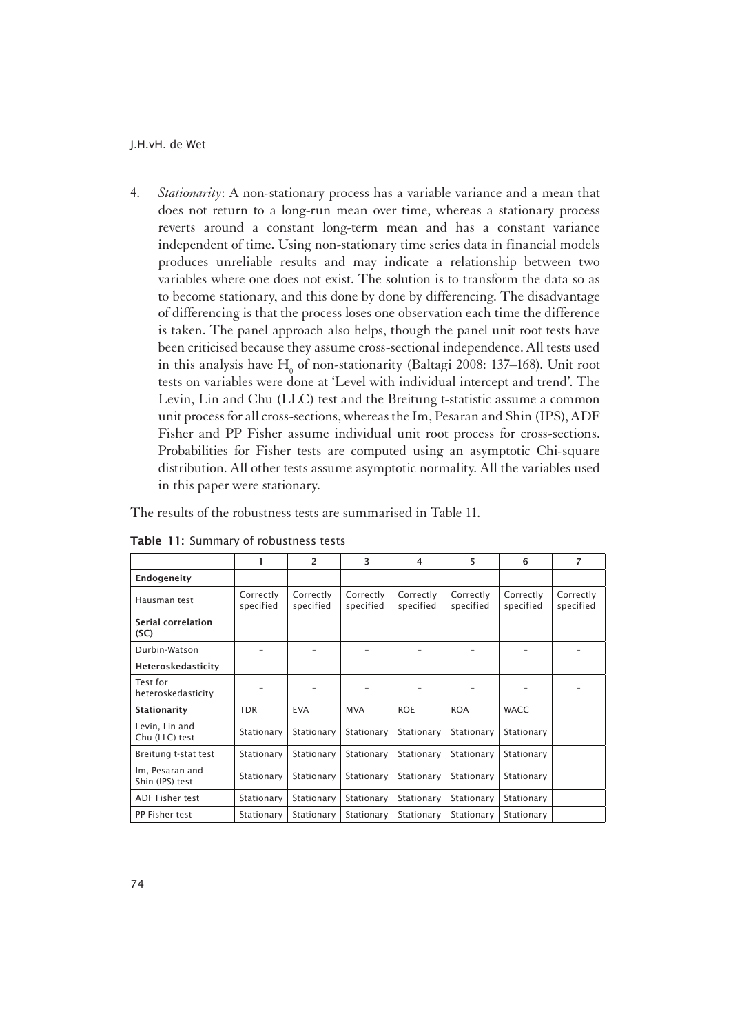4. *Stationarity*: A non-stationary process has a variable variance and a mean that does not return to a long-run mean over time, whereas a stationary process reverts around a constant long-term mean and has a constant variance independent of time. Using non-stationary time series data in financial models produces unreliable results and may indicate a relationship between two variables where one does not exist. The solution is to transform the data so as to become stationary, and this done by done by differencing. The disadvantage of differencing is that the process loses one observation each time the difference is taken. The panel approach also helps, though the panel unit root tests have been criticised because they assume cross-sectional independence. All tests used in this analysis have $H_0$ of non-stationarity (Baltagi 2008: 137–168). Unit root tests on variables were done at 'Level with individual intercept and trend'. The Levin, Lin and Chu (LLC) test and the Breitung t-statistic assume a common unit process for all cross-sections, whereas the Im, Pesaran and Shin (IPS), ADF Fisher and PP Fisher assume individual unit root process for cross-sections. Probabilities for Fisher tests are computed using an asymptotic Chi-square distribution. All other tests assume asymptotic normality. All the variables used in this paper were stationary.

The results of the robustness tests are summarised in Table 11.

**Table 11:** Summary of robustness tests

| | 1 | 2 | 3 | 4 | 5 | 6 | 7 |
|---|---|---|---|---|---|---|---|
| **Endogeneity** | | | | | | | |
| Hausman test | Correctly specified | Correctly specified | Correctly specified | Correctly specified | Correctly specified | Correctly specified | Correctly specified |
| **Serial correlation (SC)** | | | | | | | |
| Durbin-Watson | – | – | – | – | – | – | – |
| **Heteroskedasticity** | | | | | | | |
| Test for heteroskedasticity | – | – | – | – | – | – | – |
| **Stationarity** | TDR | EVA | MVA | ROE | ROA | WACC | |
| Levin, Lin and Chu (LLC) test | Stationary | Stationary | Stationary | Stationary | Stationary | Stationary | |
| Breitung t-stat test | Stationary | Stationary | Stationary | Stationary | Stationary | Stationary | |
| Im, Pesaran and Shin (IPS) test | Stationary | Stationary | Stationary | Stationary | Stationary | Stationary | |
| ADF Fisher test | Stationary | Stationary | Stationary | Stationary | Stationary | Stationary | |
| PP Fisher test | Stationary | Stationary | Stationary | Stationary | Stationary | Stationary | |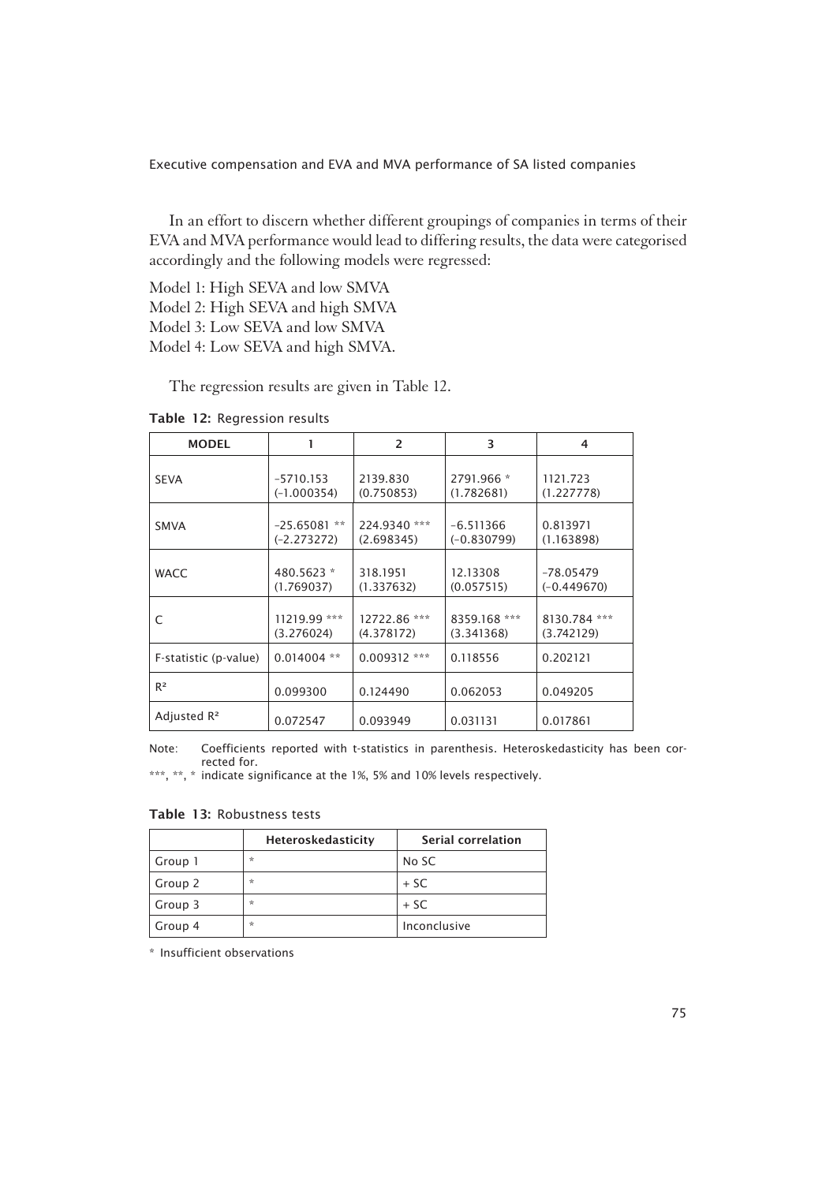In an effort to discern whether different groupings of companies in terms of their EVA and MVA performance would lead to differing results, the data were categorised accordingly and the following models were regressed:

Model 1: High SEVA and low SMVA
Model 2: High SEVA and high SMVA
Model 3: Low SEVA and low SMVA
Model 4: Low SEVA and high SMVA.

The regression results are given in Table 12.

**Table 12:** Regression results

| MODEL | 1 | 2 | 3 | 4 |
|---|---|---|---|---|
| SEVA | –5710.153 (–1.000354) | 2139.830 (0.750853) | 2791.966 * (1.782681) | 1121.723 (1.227778) |
| SMVA | –25.65081 ** (–2.273272) | 224.9340 *** (2.698345) | –6.511366 (–0.830799) | 0.813971 (1.163898) |
| WACC | 480.5623 * (1.769037) | 318.1951 (1.337632) | 12.13308 (0.057515) | –78.05479 (–0.449670) |
| C | 11219.99 *** (3.276024) | 12722.86 *** (4.378172) | 8359.168 *** (3.341368) | 8130.784 *** (3.742129) |
| F-statistic (p-value) | 0.014004 ** | 0.009312 *** | 0.118556 | 0.202121 |
| $R^2$ | 0.099300 | 0.124490 | 0.062053 | 0.049205 |
| Adjusted $R^2$ | 0.072547 | 0.093949 | 0.031131 | 0.017861 |

Note: Coefficients reported with t-statistics in parenthesis. Heteroskedasticity has been corrected for.
***, **, * indicate significance at the 1%, 5% and 10% levels respectively.

**Table 13:** Robustness tests

| | Heteroskedasticity | Serial correlation |
|---|---|---|
| Group 1 | * | No SC |
| Group 2 | * | + SC |
| Group 3 | * | + SC |
| Group 4 | * | Inconclusive |

* Insufficient observations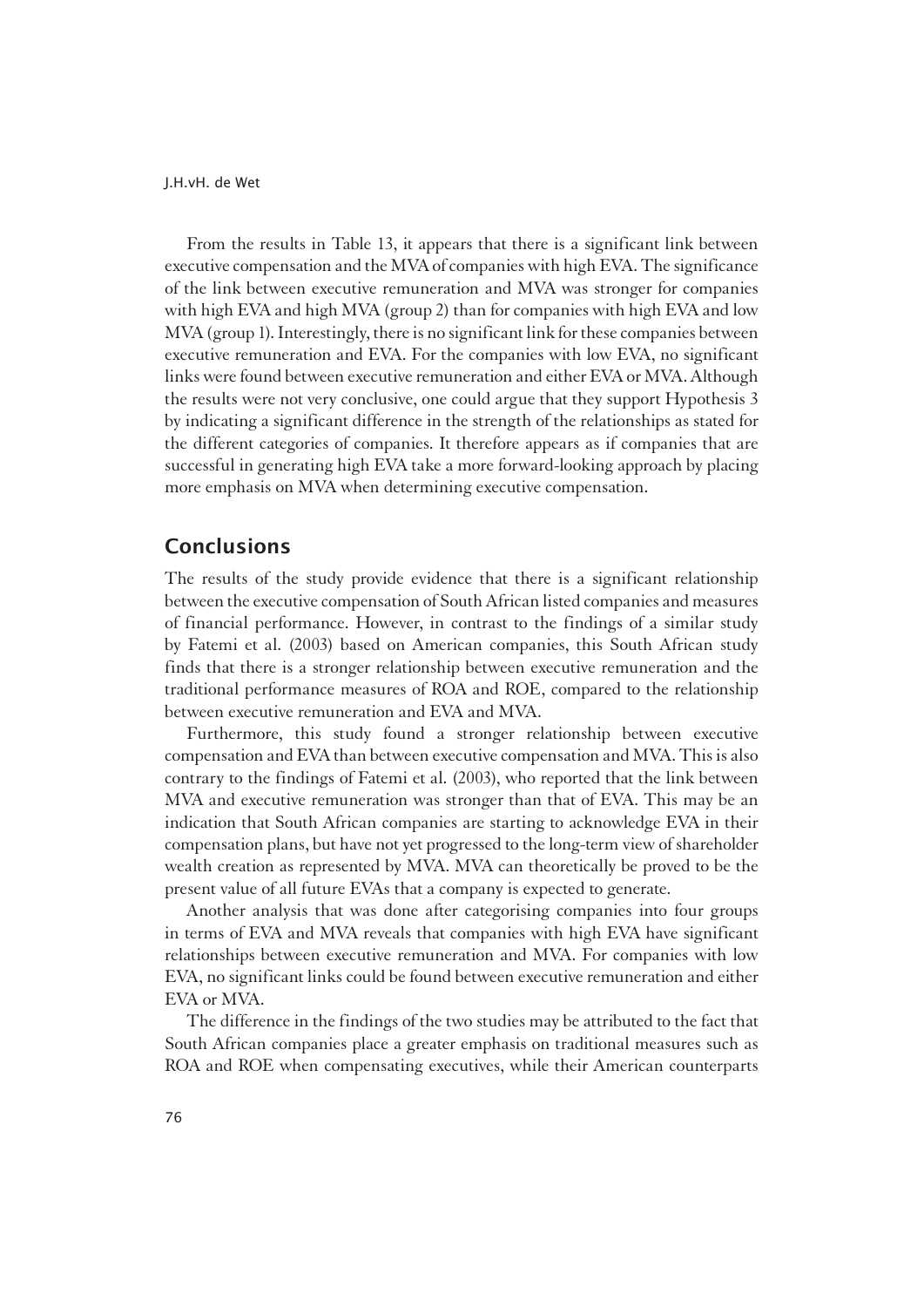From the results in Table 13, it appears that there is a significant link between executive compensation and the MVA of companies with high EVA. The significance of the link between executive remuneration and MVA was stronger for companies with high EVA and high MVA (group 2) than for companies with high EVA and low MVA (group 1). Interestingly, there is no significant link for these companies between executive remuneration and EVA. For the companies with low EVA, no significant links were found between executive remuneration and either EVA or MVA. Although the results were not very conclusive, one could argue that they support Hypothesis 3 by indicating a significant difference in the strength of the relationships as stated for the different categories of companies. It therefore appears as if companies that are successful in generating high EVA take a more forward-looking approach by placing more emphasis on MVA when determining executive compensation.

## Conclusions

The results of the study provide evidence that there is a significant relationship between the executive compensation of South African listed companies and measures of financial performance. However, in contrast to the findings of a similar study by Fatemi et al. (2003) based on American companies, this South African study finds that there is a stronger relationship between executive remuneration and the traditional performance measures of ROA and ROE, compared to the relationship between executive remuneration and EVA and MVA.

Furthermore, this study found a stronger relationship between executive compensation and EVA than between executive compensation and MVA. This is also contrary to the findings of Fatemi et al. (2003), who reported that the link between MVA and executive remuneration was stronger than that of EVA. This may be an indication that South African companies are starting to acknowledge EVA in their compensation plans, but have not yet progressed to the long-term view of shareholder wealth creation as represented by MVA. MVA can theoretically be proved to be the present value of all future EVAs that a company is expected to generate.

Another analysis that was done after categorising companies into four groups in terms of EVA and MVA reveals that companies with high EVA have significant relationships between executive remuneration and MVA. For companies with low EVA, no significant links could be found between executive remuneration and either EVA or MVA.

The difference in the findings of the two studies may be attributed to the fact that South African companies place a greater emphasis on traditional measures such as ROA and ROE when compensating executives, while their American counterparts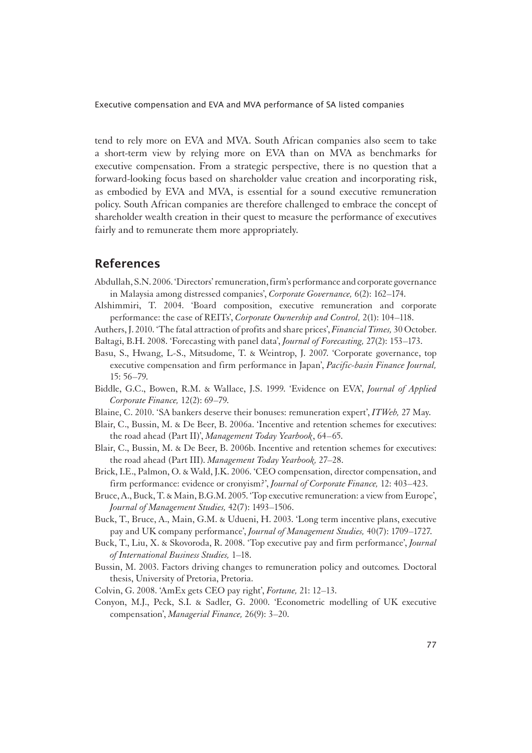tend to rely more on EVA and MVA. South African companies also seem to take a short-term view by relying more on EVA than on MVA as benchmarks for executive compensation. From a strategic perspective, there is no question that a forward-looking focus based on shareholder value creation and incorporating risk, as embodied by EVA and MVA, is essential for a sound executive remuneration policy. South African companies are therefore challenged to embrace the concept of shareholder wealth creation in their quest to measure the performance of executives fairly and to remunerate them more appropriately.

## References

Abdullah, S.N. 2006. 'Directors' remuneration, firm's performance and corporate governance in Malaysia among distressed companies', *Corporate Governance,* 6(2): 162–174.

Alshimmiri, T. 2004. 'Board composition, executive remuneration and corporate performance: the case of REITs', *Corporate Ownership and Control,* 2(1): 104–118.

Authers, J. 2010. 'The fatal attraction of profits and share prices', *Financial Times,* 30 October.

Baltagi, B.H. 2008. 'Forecasting with panel data', *Journal of Forecasting,* 27(2): 153–173.

Basu, S., Hwang, L-S., Mitsudome, T. & Weintrop, J. 2007. 'Corporate governance, top executive compensation and firm performance in Japan', *Pacific-basin Finance Journal,* 15: 56–79.

Biddle, G.C., Bowen, R.M. & Wallace, J.S. 1999. 'Evidence on EVA', *Journal of Applied Corporate Finance,* 12(2): 69–79.

Blaine, C. 2010. 'SA bankers deserve their bonuses: remuneration expert', *ITWeb,* 27 May.

Blair, C., Bussin, M. & De Beer, B. 2006a. 'Incentive and retention schemes for executives: the road ahead (Part II)', *Management Today Yearbook*, 64–65.

Blair, C., Bussin, M. & De Beer, B. 2006b. Incentive and retention schemes for executives: the road ahead (Part III). *Management Today Yearbook,* 27–28.

Brick, I.E., Palmon, O. & Wald, J.K. 2006. 'CEO compensation, director compensation, and firm performance: evidence or cronyism?', *Journal of Corporate Finance,* 12: 403–423.

Bruce, A., Buck, T. & Main, B.G.M. 2005. 'Top executive remuneration: a view from Europe', *Journal of Management Studies,* 42(7): 1493–1506.

Buck, T., Bruce, A., Main, G.M. & Udueni, H. 2003. 'Long term incentive plans, executive pay and UK company performance', *Journal of Management Studies,* 40(7): 1709–1727.

Buck, T., Liu, X. & Skovoroda, R. 2008. 'Top executive pay and firm performance', *Journal of International Business Studies,* 1–18.

Bussin, M. 2003. Factors driving changes to remuneration policy and outcomes. Doctoral thesis, University of Pretoria, Pretoria.

Colvin, G. 2008. 'AmEx gets CEO pay right', *Fortune,* 21: 12–13.

Conyon, M.J., Peck, S.I. & Sadler, G. 2000. 'Econometric modelling of UK executive compensation', *Managerial Finance,* 26(9): 3–20.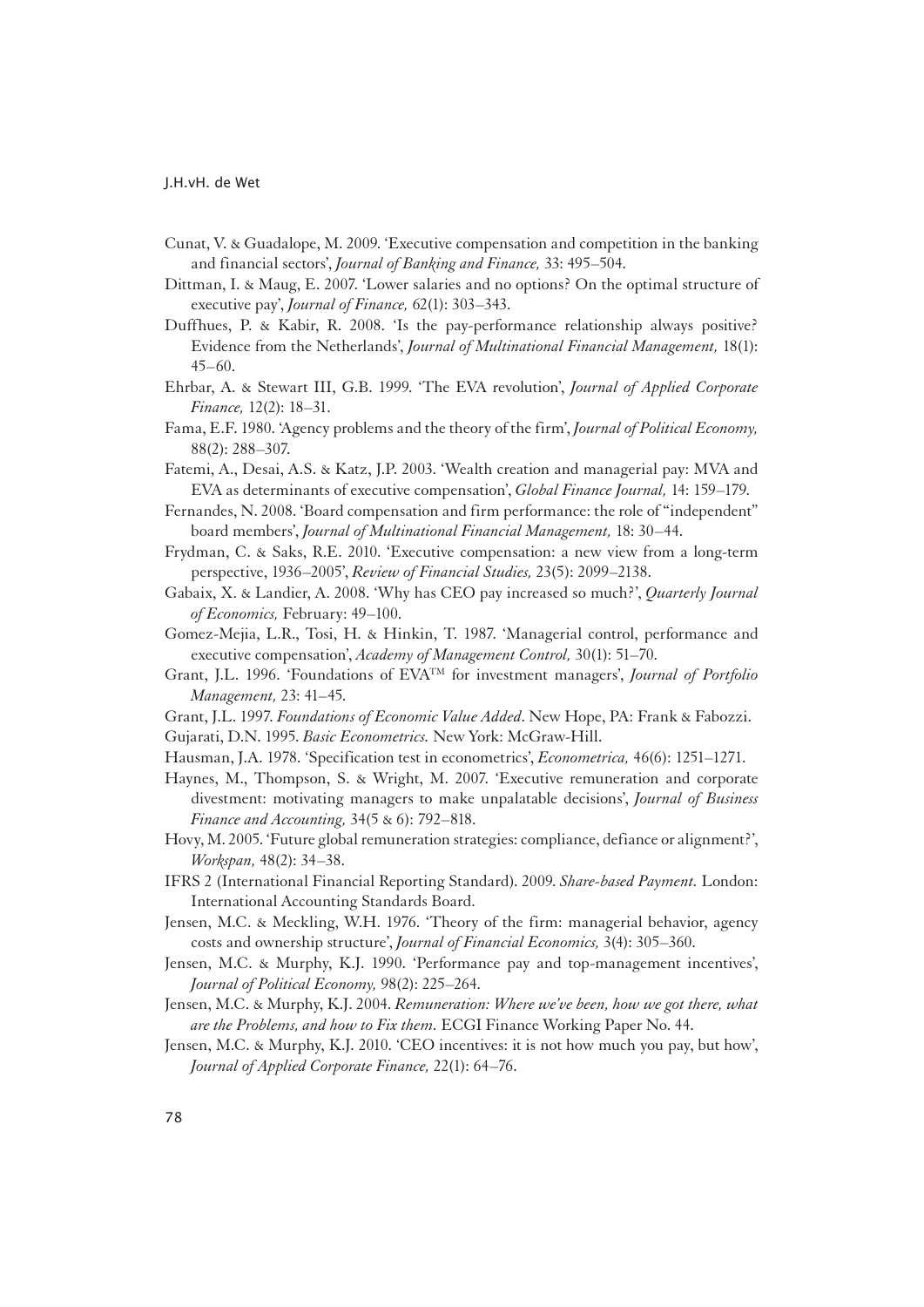Cunat, V. & Guadalope, M. 2009. 'Executive compensation and competition in the banking and financial sectors', *Journal of Banking and Finance,* 33: 495–504.

Dittman, I. & Maug, E. 2007. 'Lower salaries and no options? On the optimal structure of executive pay', *Journal of Finance,* 62(1): 303–343.

Duffhues, P. & Kabir, R. 2008. 'Is the pay-performance relationship always positive? Evidence from the Netherlands', *Journal of Multinational Financial Management,* 18(1): 45–60.

Ehrbar, A. & Stewart III, G.B. 1999. 'The EVA revolution', *Journal of Applied Corporate Finance,* 12(2): 18–31.

Fama, E.F. 1980. 'Agency problems and the theory of the firm', *Journal of Political Economy,* 88(2): 288–307.

Fatemi, A., Desai, A.S. & Katz, J.P. 2003. 'Wealth creation and managerial pay: MVA and EVA as determinants of executive compensation', *Global Finance Journal,* 14: 159–179.

Fernandes, N. 2008. 'Board compensation and firm performance: the role of "independent" board members', *Journal of Multinational Financial Management,* 18: 30–44.

Frydman, C. & Saks, R.E. 2010. 'Executive compensation: a new view from a long-term perspective, 1936–2005', *Review of Financial Studies,* 23(5): 2099–2138.

Gabaix, X. & Landier, A. 2008. 'Why has CEO pay increased so much?', *Quarterly Journal of Economics,* February: 49–100.

Gomez-Mejia, L.R., Tosi, H. & Hinkin, T. 1987. 'Managerial control, performance and executive compensation', *Academy of Management Control,* 30(1): 51–70.

Grant, J.L. 1996. 'Foundations of EVA™ for investment managers', *Journal of Portfolio Management,* 23: 41–45.

Grant, J.L. 1997. *Foundations of Economic Value Added*. New Hope, PA: Frank & Fabozzi.

Gujarati, D.N. 1995. *Basic Econometrics.* New York: McGraw-Hill.

Hausman, J.A. 1978. 'Specification test in econometrics', *Econometrica,* 46(6): 1251–1271.

Haynes, M., Thompson, S. & Wright, M. 2007. 'Executive remuneration and corporate divestment: motivating managers to make unpalatable decisions', *Journal of Business Finance and Accounting,* 34(5 & 6): 792–818.

Hovy, M. 2005. 'Future global remuneration strategies: compliance, defiance or alignment?', *Workspan,* 48(2): 34–38.

IFRS 2 (International Financial Reporting Standard). 2009. *Share-based Payment.* London: International Accounting Standards Board.

Jensen, M.C. & Meckling, W.H. 1976. 'Theory of the firm: managerial behavior, agency costs and ownership structure', *Journal of Financial Economics,* 3(4): 305–360.

Jensen, M.C. & Murphy, K.J. 1990. 'Performance pay and top-management incentives', *Journal of Political Economy,* 98(2): 225–264.

Jensen, M.C. & Murphy, K.J. 2004. *Remuneration: Where we've been, how we got there, what are the Problems, and how to Fix them.* ECGI Finance Working Paper No. 44.

Jensen, M.C. & Murphy, K.J. 2010. 'CEO incentives: it is not how much you pay, but how', *Journal of Applied Corporate Finance,* 22(1): 64–76.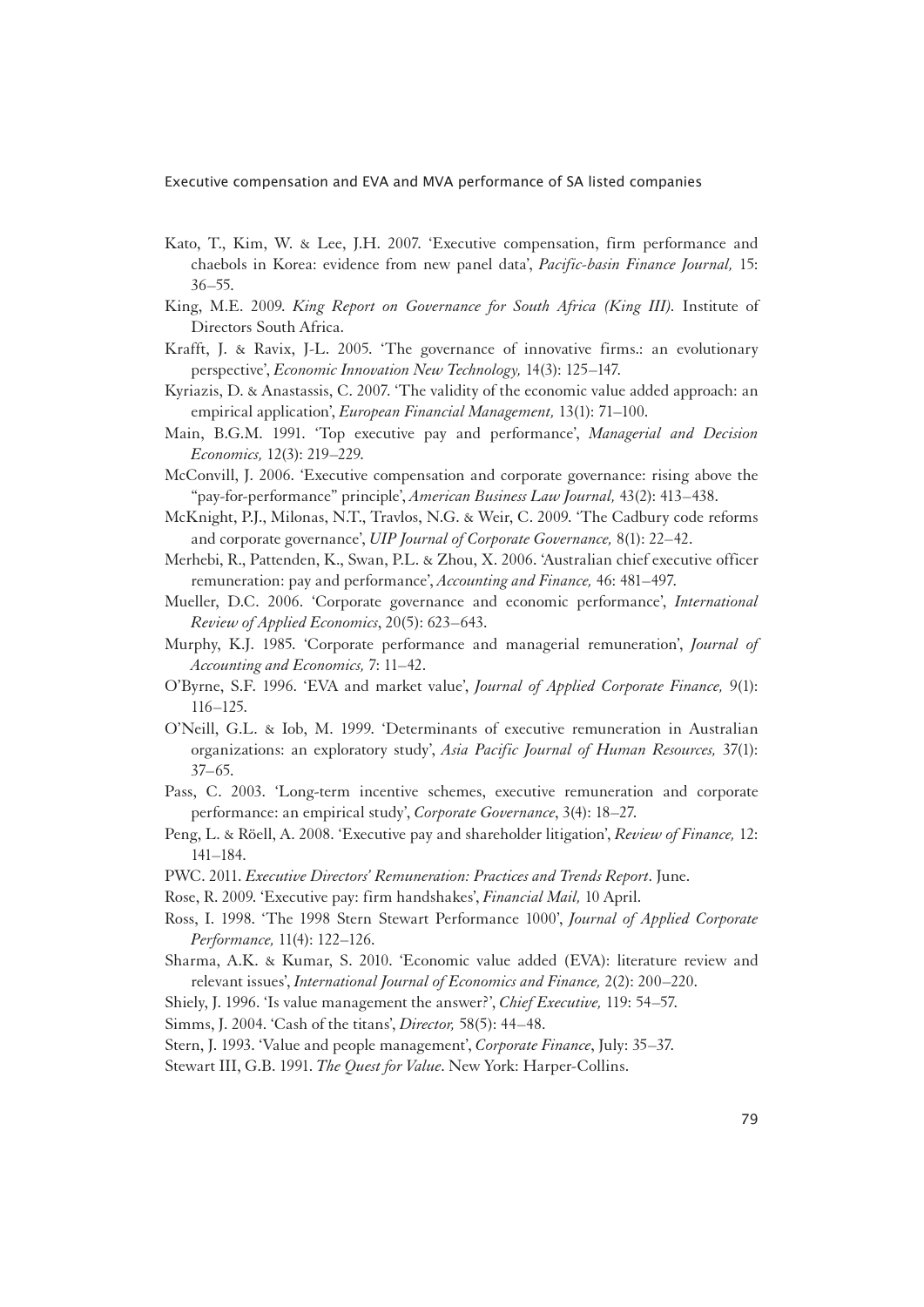Kato, T., Kim, W. & Lee, J.H. 2007. 'Executive compensation, firm performance and chaebols in Korea: evidence from new panel data', *Pacific-basin Finance Journal,* 15: 36–55.

King, M.E. 2009. *King Report on Governance for South Africa (King III).* Institute of Directors South Africa.

Krafft, J. & Ravix, J-L. 2005. 'The governance of innovative firms.: an evolutionary perspective', *Economic Innovation New Technology,* 14(3): 125–147.

Kyriazis, D. & Anastassis, C. 2007. 'The validity of the economic value added approach: an empirical application', *European Financial Management,* 13(1): 71–100.

Main, B.G.M. 1991. 'Top executive pay and performance', *Managerial and Decision Economics,* 12(3): 219–229.

McConvill, J. 2006. 'Executive compensation and corporate governance: rising above the "pay-for-performance" principle', *American Business Law Journal,* 43(2): 413–438.

McKnight, P.J., Milonas, N.T., Travlos, N.G. & Weir, C. 2009. 'The Cadbury code reforms and corporate governance', *UIP Journal of Corporate Governance,* 8(1): 22–42.

Merhebi, R., Pattenden, K., Swan, P.L. & Zhou, X. 2006. 'Australian chief executive officer remuneration: pay and performance', *Accounting and Finance,* 46: 481–497.

Mueller, D.C. 2006. 'Corporate governance and economic performance', *International Review of Applied Economics*, 20(5): 623–643.

Murphy, K.J. 1985. 'Corporate performance and managerial remuneration', *Journal of Accounting and Economics,* 7: 11–42.

O'Byrne, S.F. 1996. 'EVA and market value', *Journal of Applied Corporate Finance,* 9(1): 116–125.

O'Neill, G.L. & Iob, M. 1999. 'Determinants of executive remuneration in Australian organizations: an exploratory study', *Asia Pacific Journal of Human Resources,* 37(1): 37–65.

Pass, C. 2003. 'Long-term incentive schemes, executive remuneration and corporate performance: an empirical study', *Corporate Governance*, 3(4): 18–27.

Peng, L. & Röell, A. 2008. 'Executive pay and shareholder litigation', *Review of Finance,* 12: 141–184.

PWC. 2011. *Executive Directors' Remuneration: Practices and Trends Report*. June.

Rose, R. 2009. 'Executive pay: firm handshakes', *Financial Mail,* 10 April.

Ross, I. 1998. 'The 1998 Stern Stewart Performance 1000', *Journal of Applied Corporate Performance,* 11(4): 122–126.

Sharma, A.K. & Kumar, S. 2010. 'Economic value added (EVA): literature review and relevant issues', *International Journal of Economics and Finance,* 2(2): 200–220.

Shiely, J. 1996. 'Is value management the answer?', *Chief Executive,* 119: 54–57.

Simms, J. 2004. 'Cash of the titans', *Director,* 58(5): 44–48.

Stern, J. 1993. 'Value and people management', *Corporate Finance*, July: 35–37.

Stewart III, G.B. 1991. *The Quest for Value*. New York: Harper-Collins.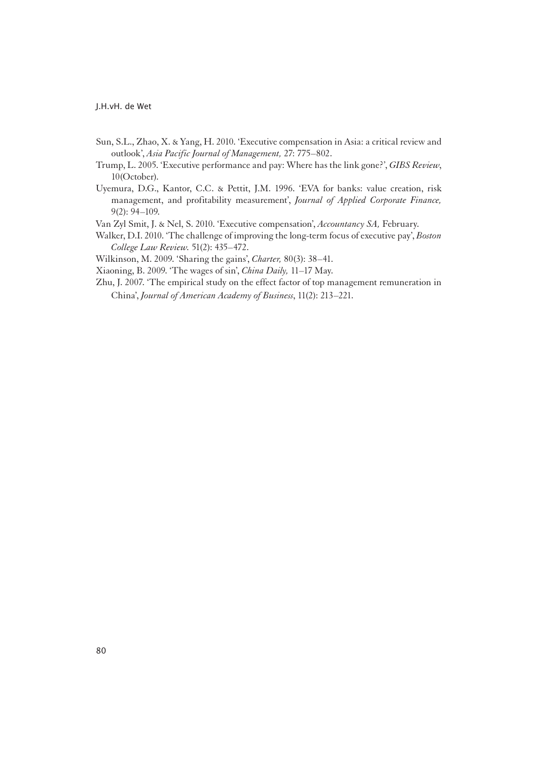Sun, S.L., Zhao, X. & Yang, H. 2010. 'Executive compensation in Asia: a critical review and outlook', *Asia Pacific Journal of Management,* 27: 775–802.

Trump, L. 2005. 'Executive performance and pay: Where has the link gone?', *GIBS Review*, 10(October).

Uyemura, D.G., Kantor, C.C. & Pettit, J.M. 1996. 'EVA for banks: value creation, risk management, and profitability measurement', *Journal of Applied Corporate Finance,* 9(2): 94–109.

Van Zyl Smit, J. & Nel, S. 2010. 'Executive compensation', *Accountancy SA,* February.

Walker, D.I. 2010. 'The challenge of improving the long-term focus of executive pay', *Boston College Law Review.* 51(2): 435–472.

Wilkinson, M. 2009. 'Sharing the gains', *Charter,* 80(3): 38–41.

Xiaoning, B. 2009. 'The wages of sin', *China Daily,* 11–17 May.

Zhu, J. 2007. 'The empirical study on the effect factor of top management remuneration in China', *Journal of American Academy of Business*, 11(2): 213–221.